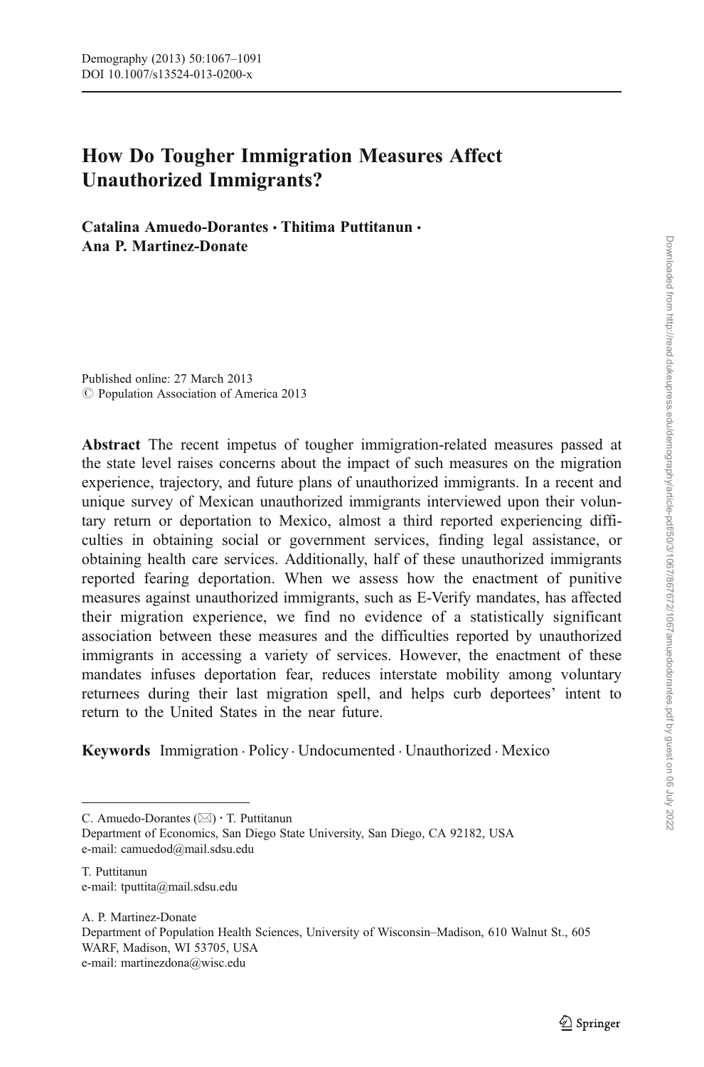# How Do Tougher Immigration Measures Affect Unauthorized Immigrants?

**Catalina Amuedo-Dorantes · Thitima Puttitanun · Ana P. Martinez-Donate**

Published online: 27 March 2013
© Population Association of America 2013

**Abstract** The recent impetus of tougher immigration-related measures passed at the state level raises concerns about the impact of such measures on the migration experience, trajectory, and future plans of unauthorized immigrants. In a recent and unique survey of Mexican unauthorized immigrants interviewed upon their voluntary return or deportation to Mexico, almost a third reported experiencing difficulties in obtaining social or government services, finding legal assistance, or obtaining health care services. Additionally, half of these unauthorized immigrants reported fearing deportation. When we assess how the enactment of punitive measures against unauthorized immigrants, such as E-Verify mandates, has affected their migration experience, we find no evidence of a statistically significant association between these measures and the difficulties reported by unauthorized immigrants in accessing a variety of services. However, the enactment of these mandates infuses deportation fear, reduces interstate mobility among voluntary returnees during their last migration spell, and helps curb deportees' intent to return to the United States in the near future.

**Keywords** Immigration · Policy · Undocumented · Unauthorized · Mexico

---

C. Amuedo-Dorantes (✉) · T. Puttitanun
Department of Economics, San Diego State University, San Diego, CA 92182, USA
e-mail: camuedod@mail.sdsu.edu

T. Puttitanun
e-mail: tputtita@mail.sdsu.edu

A. P. Martinez-Donate
Department of Population Health Sciences, University of Wisconsin–Madison, 610 Walnut St., 605 WARF, Madison, WI 53705, USA
e-mail: martinezdona@wisc.edu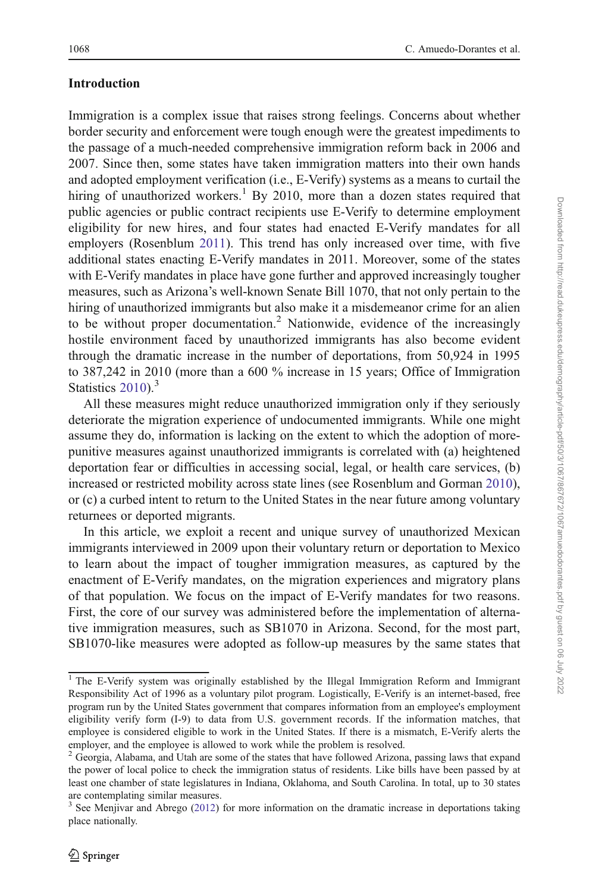## Introduction

Immigration is a complex issue that raises strong feelings. Concerns about whether border security and enforcement were tough enough were the greatest impediments to the passage of a much-needed comprehensive immigration reform back in 2006 and 2007. Since then, some states have taken immigration matters into their own hands and adopted employment verification (i.e., E-Verify) systems as a means to curtail the hiring of unauthorized workers.[1] By 2010, more than a dozen states required that public agencies or public contract recipients use E-Verify to determine employment eligibility for new hires, and four states had enacted E-Verify mandates for all employers (Rosenblum 2011). This trend has only increased over time, with five additional states enacting E-Verify mandates in 2011. Moreover, some of the states with E-Verify mandates in place have gone further and approved increasingly tougher measures, such as Arizona's well-known Senate Bill 1070, that not only pertain to the hiring of unauthorized immigrants but also make it a misdemeanor crime for an alien to be without proper documentation.[2] Nationwide, evidence of the increasingly hostile environment faced by unauthorized immigrants has also become evident through the dramatic increase in the number of deportations, from 50,924 in 1995 to 387,242 in 2010 (more than a 600 % increase in 15 years; Office of Immigration Statistics 2010).[3]

All these measures might reduce unauthorized immigration only if they seriously deteriorate the migration experience of undocumented immigrants. While one might assume they do, information is lacking on the extent to which the adoption of more-punitive measures against unauthorized immigrants is correlated with (a) heightened deportation fear or difficulties in accessing social, legal, or health care services, (b) increased or restricted mobility across state lines (see Rosenblum and Gorman 2010), or (c) a curbed intent to return to the United States in the near future among voluntary returnees or deported migrants.

In this article, we exploit a recent and unique survey of unauthorized Mexican immigrants interviewed in 2009 upon their voluntary return or deportation to Mexico to learn about the impact of tougher immigration measures, as captured by the enactment of E-Verify mandates, on the migration experiences and migratory plans of that population. We focus on the impact of E-Verify mandates for two reasons. First, the core of our survey was administered before the implementation of alternative immigration measures, such as SB1070 in Arizona. Second, for the most part, SB1070-like measures were adopted as follow-up measures by the same states that

---

[1] The E-Verify system was originally established by the Illegal Immigration Reform and Immigrant Responsibility Act of 1996 as a voluntary pilot program. Logistically, E-Verify is an internet-based, free program run by the United States government that compares information from an employee's employment eligibility verify form (I-9) to data from U.S. government records. If the information matches, that employee is considered eligible to work in the United States. If there is a mismatch, E-Verify alerts the employer, and the employee is allowed to work while the problem is resolved.

[2] Georgia, Alabama, and Utah are some of the states that have followed Arizona, passing laws that expand the power of local police to check the immigration status of residents. Like bills have been passed by at least one chamber of state legislatures in Indiana, Oklahoma, and South Carolina. In total, up to 30 states are contemplating similar measures.

[3] See Menjivar and Abrego (2012) for more information on the dramatic increase in deportations taking place nationally.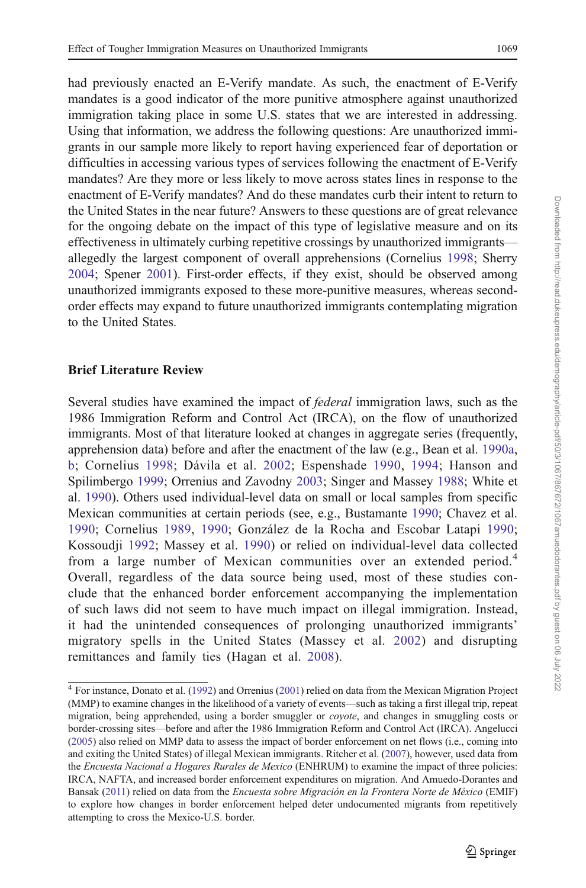had previously enacted an E-Verify mandate. As such, the enactment of E-Verify mandates is a good indicator of the more punitive atmosphere against unauthorized immigration taking place in some U.S. states that we are interested in addressing. Using that information, we address the following questions: Are unauthorized immigrants in our sample more likely to report having experienced fear of deportation or difficulties in accessing various types of services following the enactment of E-Verify mandates? Are they more or less likely to move across states lines in response to the enactment of E-Verify mandates? And do these mandates curb their intent to return to the United States in the near future? Answers to these questions are of great relevance for the ongoing debate on the impact of this type of legislative measure and on its effectiveness in ultimately curbing repetitive crossings by unauthorized immigrants—allegedly the largest component of overall apprehensions (Cornelius 1998; Sherry 2004; Spener 2001). First-order effects, if they exist, should be observed among unauthorized immigrants exposed to these more-punitive measures, whereas second-order effects may expand to future unauthorized immigrants contemplating migration to the United States.

## Brief Literature Review

Several studies have examined the impact of *federal* immigration laws, such as the 1986 Immigration Reform and Control Act (IRCA), on the flow of unauthorized immigrants. Most of that literature looked at changes in aggregate series (frequently, apprehension data) before and after the enactment of the law (e.g., Bean et al. 1990a, b; Cornelius 1998; Dávila et al. 2002; Espenshade 1990, 1994; Hanson and Spilimbergo 1999; Orrenius and Zavodny 2003; Singer and Massey 1988; White et al. 1990). Others used individual-level data on small or local samples from specific Mexican communities at certain periods (see, e.g., Bustamante 1990; Chavez et al. 1990; Cornelius 1989, 1990; González de la Rocha and Escobar Latapi 1990; Kossoudji 1992; Massey et al. 1990) or relied on individual-level data collected from a large number of Mexican communities over an extended period.[4] Overall, regardless of the data source being used, most of these studies conclude that the enhanced border enforcement accompanying the implementation of such laws did not seem to have much impact on illegal immigration. Instead, it had the unintended consequences of prolonging unauthorized immigrants' migratory spells in the United States (Massey et al. 2002) and disrupting remittances and family ties (Hagan et al. 2008).

[4] For instance, Donato et al. (1992) and Orrenius (2001) relied on data from the Mexican Migration Project (MMP) to examine changes in the likelihood of a variety of events—such as taking a first illegal trip, repeat migration, being apprehended, using a border smuggler or *coyote*, and changes in smuggling costs or border-crossing sites—before and after the 1986 Immigration Reform and Control Act (IRCA). Angelucci (2005) also relied on MMP data to assess the impact of border enforcement on net flows (i.e., coming into and exiting the United States) of illegal Mexican immigrants. Ritcher et al. (2007), however, used data from the *Encuesta Nacional a Hogares Rurales de Mexico* (ENHRUM) to examine the impact of three policies: IRCA, NAFTA, and increased border enforcement expenditures on migration. And Amuedo-Dorantes and Bansak (2011) relied on data from the *Encuesta sobre Migración en la Frontera Norte de México* (EMIF) to explore how changes in border enforcement helped deter undocumented migrants from repetitively attempting to cross the Mexico-U.S. border.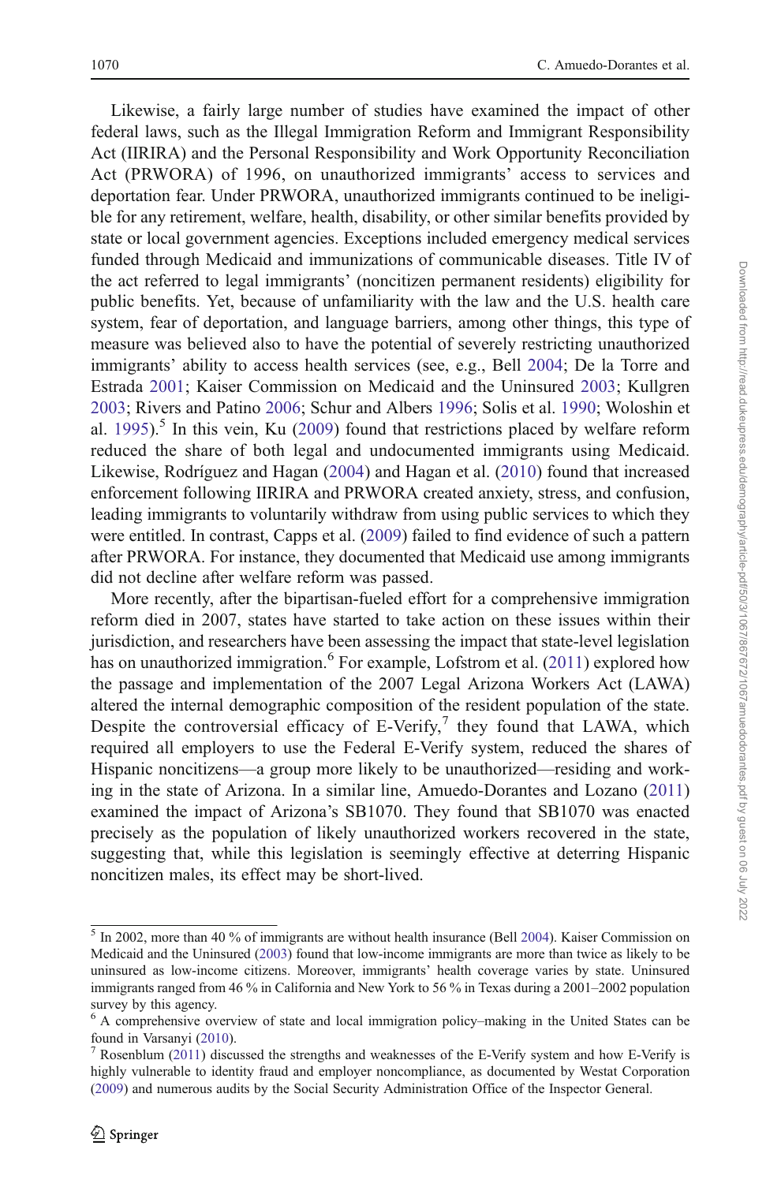Likewise, a fairly large number of studies have examined the impact of other federal laws, such as the Illegal Immigration Reform and Immigrant Responsibility Act (IIRIRA) and the Personal Responsibility and Work Opportunity Reconciliation Act (PRWORA) of 1996, on unauthorized immigrants' access to services and deportation fear. Under PRWORA, unauthorized immigrants continued to be ineligible for any retirement, welfare, health, disability, or other similar benefits provided by state or local government agencies. Exceptions included emergency medical services funded through Medicaid and immunizations of communicable diseases. Title IV of the act referred to legal immigrants' (noncitizen permanent residents) eligibility for public benefits. Yet, because of unfamiliarity with the law and the U.S. health care system, fear of deportation, and language barriers, among other things, this type of measure was believed also to have the potential of severely restricting unauthorized immigrants' ability to access health services (see, e.g., Bell 2004; De la Torre and Estrada 2001; Kaiser Commission on Medicaid and the Uninsured 2003; Kullgren 2003; Rivers and Patino 2006; Schur and Albers 1996; Solis et al. 1990; Woloshin et al. 1995).[5] In this vein, Ku (2009) found that restrictions placed by welfare reform reduced the share of both legal and undocumented immigrants using Medicaid. Likewise, Rodríguez and Hagan (2004) and Hagan et al. (2010) found that increased enforcement following IIRIRA and PRWORA created anxiety, stress, and confusion, leading immigrants to voluntarily withdraw from using public services to which they were entitled. In contrast, Capps et al. (2009) failed to find evidence of such a pattern after PRWORA. For instance, they documented that Medicaid use among immigrants did not decline after welfare reform was passed.

More recently, after the bipartisan-fueled effort for a comprehensive immigration reform died in 2007, states have started to take action on these issues within their jurisdiction, and researchers have been assessing the impact that state-level legislation has on unauthorized immigration.[6] For example, Lofstrom et al. (2011) explored how the passage and implementation of the 2007 Legal Arizona Workers Act (LAWA) altered the internal demographic composition of the resident population of the state. Despite the controversial efficacy of E-Verify,[7] they found that LAWA, which required all employers to use the Federal E-Verify system, reduced the shares of Hispanic noncitizens—a group more likely to be unauthorized—residing and working in the state of Arizona. In a similar line, Amuedo-Dorantes and Lozano (2011) examined the impact of Arizona's SB1070. They found that SB1070 was enacted precisely as the population of likely unauthorized workers recovered in the state, suggesting that, while this legislation is seemingly effective at deterring Hispanic noncitizen males, its effect may be short-lived.

---

[5] In 2002, more than 40 % of immigrants are without health insurance (Bell 2004). Kaiser Commission on Medicaid and the Uninsured (2003) found that low-income immigrants are more than twice as likely to be uninsured as low-income citizens. Moreover, immigrants' health coverage varies by state. Uninsured immigrants ranged from 46 % in California and New York to 56 % in Texas during a 2001–2002 population survey by this agency.

[6] A comprehensive overview of state and local immigration policy–making in the United States can be found in Varsanyi (2010).

[7] Rosenblum (2011) discussed the strengths and weaknesses of the E-Verify system and how E-Verify is highly vulnerable to identity fraud and employer noncompliance, as documented by Westat Corporation (2009) and numerous audits by the Social Security Administration Office of the Inspector General.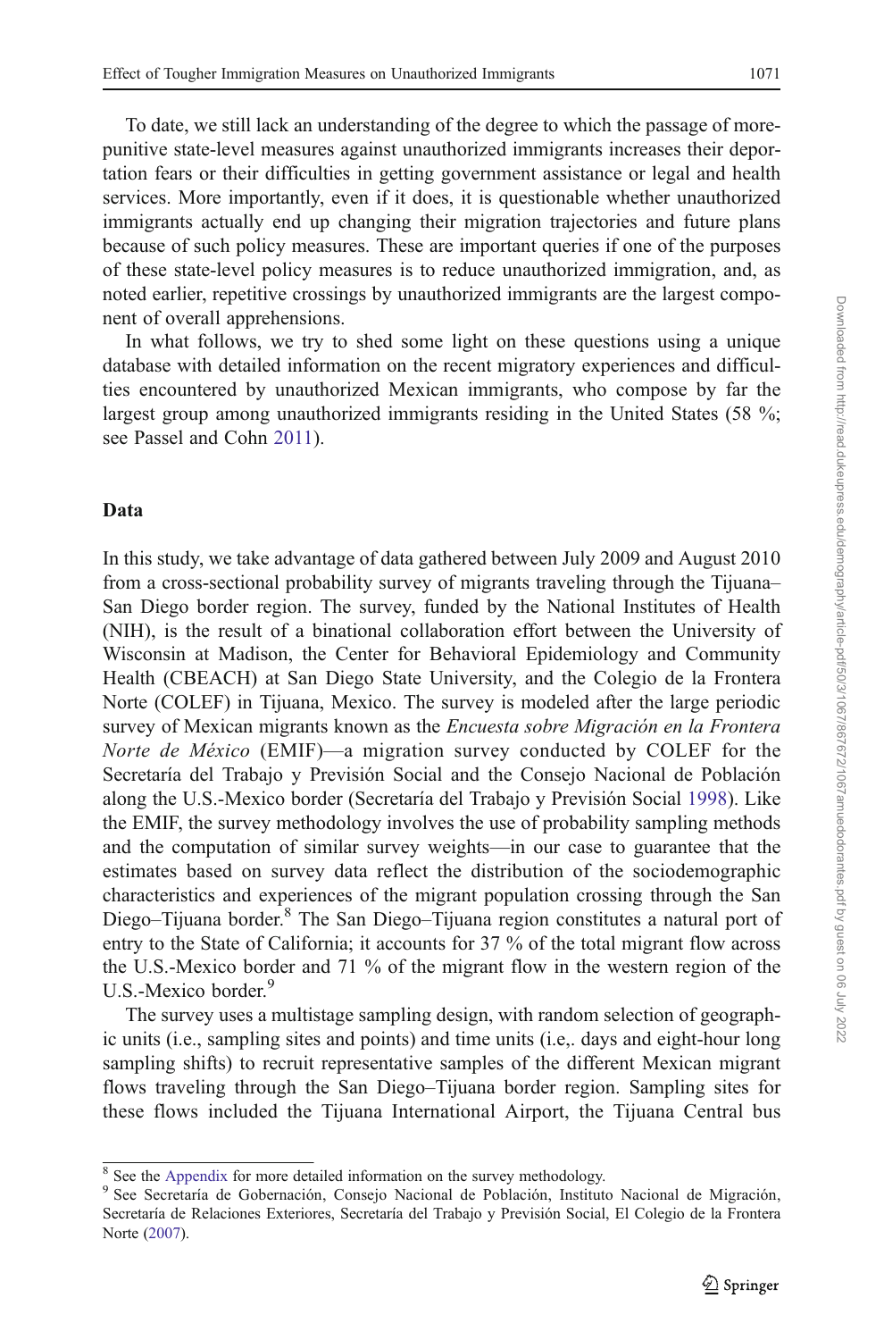To date, we still lack an understanding of the degree to which the passage of more-punitive state-level measures against unauthorized immigrants increases their deportation fears or their difficulties in getting government assistance or legal and health services. More importantly, even if it does, it is questionable whether unauthorized immigrants actually end up changing their migration trajectories and future plans because of such policy measures. These are important queries if one of the purposes of these state-level policy measures is to reduce unauthorized immigration, and, as noted earlier, repetitive crossings by unauthorized immigrants are the largest component of overall apprehensions.

In what follows, we try to shed some light on these questions using a unique database with detailed information on the recent migratory experiences and difficulties encountered by unauthorized Mexican immigrants, who compose by far the largest group among unauthorized immigrants residing in the United States (58 %; see Passel and Cohn 2011).

## Data

In this study, we take advantage of data gathered between July 2009 and August 2010 from a cross-sectional probability survey of migrants traveling through the Tijuana–San Diego border region. The survey, funded by the National Institutes of Health (NIH), is the result of a binational collaboration effort between the University of Wisconsin at Madison, the Center for Behavioral Epidemiology and Community Health (CBEACH) at San Diego State University, and the Colegio de la Frontera Norte (COLEF) in Tijuana, Mexico. The survey is modeled after the large periodic survey of Mexican migrants known as the *Encuesta sobre Migración en la Frontera Norte de México* (EMIF)—a migration survey conducted by COLEF for the Secretaría del Trabajo y Previsión Social and the Consejo Nacional de Población along the U.S.-Mexico border (Secretaría del Trabajo y Previsión Social 1998). Like the EMIF, the survey methodology involves the use of probability sampling methods and the computation of similar survey weights—in our case to guarantee that the estimates based on survey data reflect the distribution of the sociodemographic characteristics and experiences of the migrant population crossing through the San Diego–Tijuana border.[8] The San Diego–Tijuana region constitutes a natural port of entry to the State of California; it accounts for 37 % of the total migrant flow across the U.S.-Mexico border and 71 % of the migrant flow in the western region of the U.S.-Mexico border.[9]

The survey uses a multistage sampling design, with random selection of geographic units (i.e., sampling sites and points) and time units (i.e,. days and eight-hour long sampling shifts) to recruit representative samples of the different Mexican migrant flows traveling through the San Diego–Tijuana border region. Sampling sites for these flows included the Tijuana International Airport, the Tijuana Central bus

[8] See the Appendix for more detailed information on the survey methodology.

[9] See Secretaría de Gobernación, Consejo Nacional de Población, Instituto Nacional de Migración, Secretaría de Relaciones Exteriores, Secretaría del Trabajo y Previsión Social, El Colegio de la Frontera Norte (2007).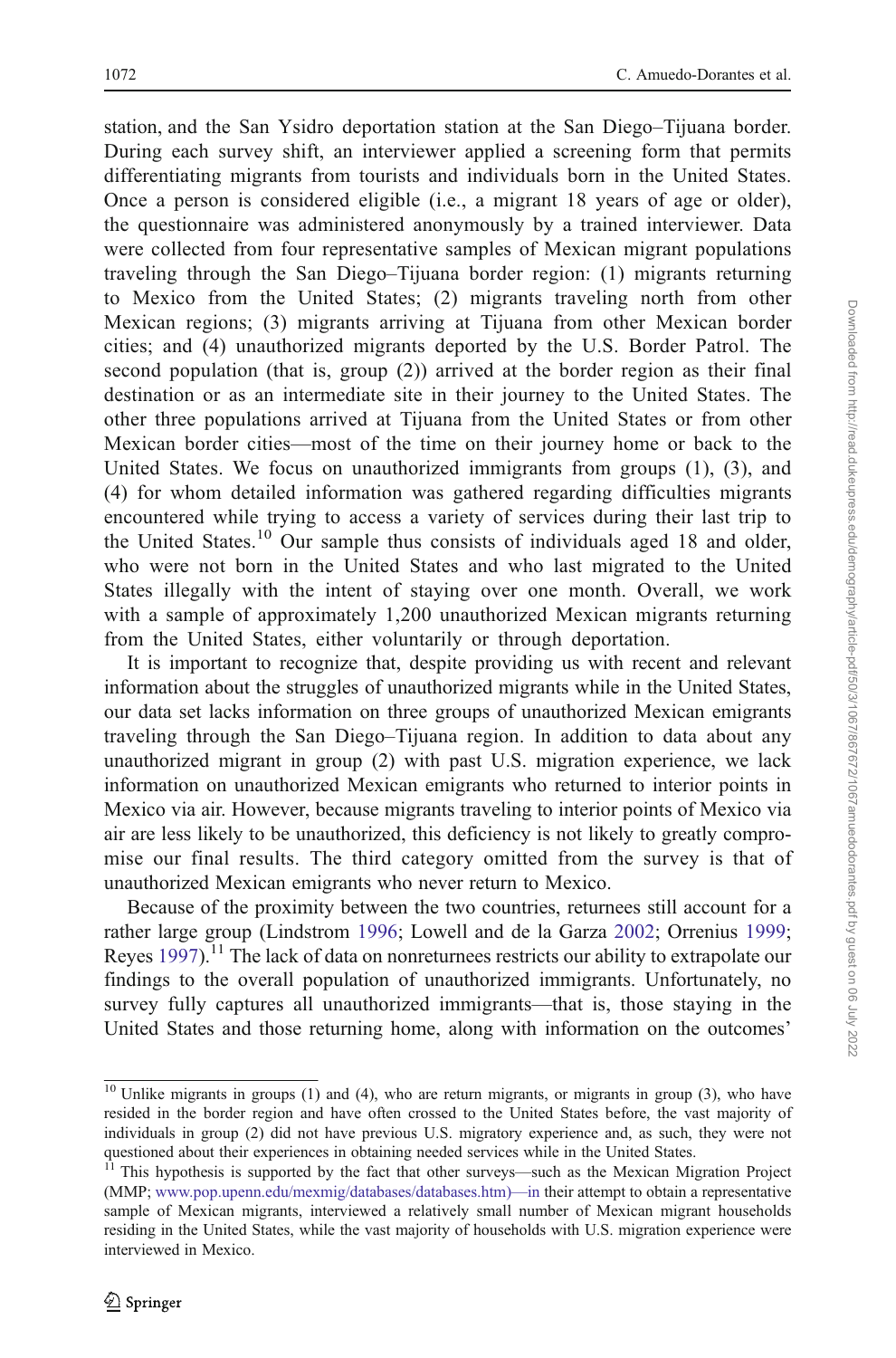station, and the San Ysidro deportation station at the San Diego–Tijuana border. During each survey shift, an interviewer applied a screening form that permits differentiating migrants from tourists and individuals born in the United States. Once a person is considered eligible (i.e., a migrant 18 years of age or older), the questionnaire was administered anonymously by a trained interviewer. Data were collected from four representative samples of Mexican migrant populations traveling through the San Diego–Tijuana border region: (1) migrants returning to Mexico from the United States; (2) migrants traveling north from other Mexican regions; (3) migrants arriving at Tijuana from other Mexican border cities; and (4) unauthorized migrants deported by the U.S. Border Patrol. The second population (that is, group (2)) arrived at the border region as their final destination or as an intermediate site in their journey to the United States. The other three populations arrived at Tijuana from the United States or from other Mexican border cities—most of the time on their journey home or back to the United States. We focus on unauthorized immigrants from groups (1), (3), and (4) for whom detailed information was gathered regarding difficulties migrants encountered while trying to access a variety of services during their last trip to the United States.[10] Our sample thus consists of individuals aged 18 and older, who were not born in the United States and who last migrated to the United States illegally with the intent of staying over one month. Overall, we work with a sample of approximately 1,200 unauthorized Mexican migrants returning from the United States, either voluntarily or through deportation.

It is important to recognize that, despite providing us with recent and relevant information about the struggles of unauthorized migrants while in the United States, our data set lacks information on three groups of unauthorized Mexican emigrants traveling through the San Diego–Tijuana region. In addition to data about any unauthorized migrant in group (2) with past U.S. migration experience, we lack information on unauthorized Mexican emigrants who returned to interior points in Mexico via air. However, because migrants traveling to interior points of Mexico via air are less likely to be unauthorized, this deficiency is not likely to greatly compromise our final results. The third category omitted from the survey is that of unauthorized Mexican emigrants who never return to Mexico.

Because of the proximity between the two countries, returnees still account for a rather large group (Lindstrom 1996; Lowell and de la Garza 2002; Orrenius 1999; Reyes 1997).[11] The lack of data on nonreturnees restricts our ability to extrapolate our findings to the overall population of unauthorized immigrants. Unfortunately, no survey fully captures all unauthorized immigrants—that is, those staying in the United States and those returning home, along with information on the outcomes'

[10] Unlike migrants in groups (1) and (4), who are return migrants, or migrants in group (3), who have resided in the border region and have often crossed to the United States before, the vast majority of individuals in group (2) did not have previous U.S. migratory experience and, as such, they were not questioned about their experiences in obtaining needed services while in the United States.

[11] This hypothesis is supported by the fact that other surveys—such as the Mexican Migration Project (MMP; www.pop.upenn.edu/mexmig/databases/databases.htm)—in their attempt to obtain a representative sample of Mexican migrants, interviewed a relatively small number of Mexican migrant households residing in the United States, while the vast majority of households with U.S. migration experience were interviewed in Mexico.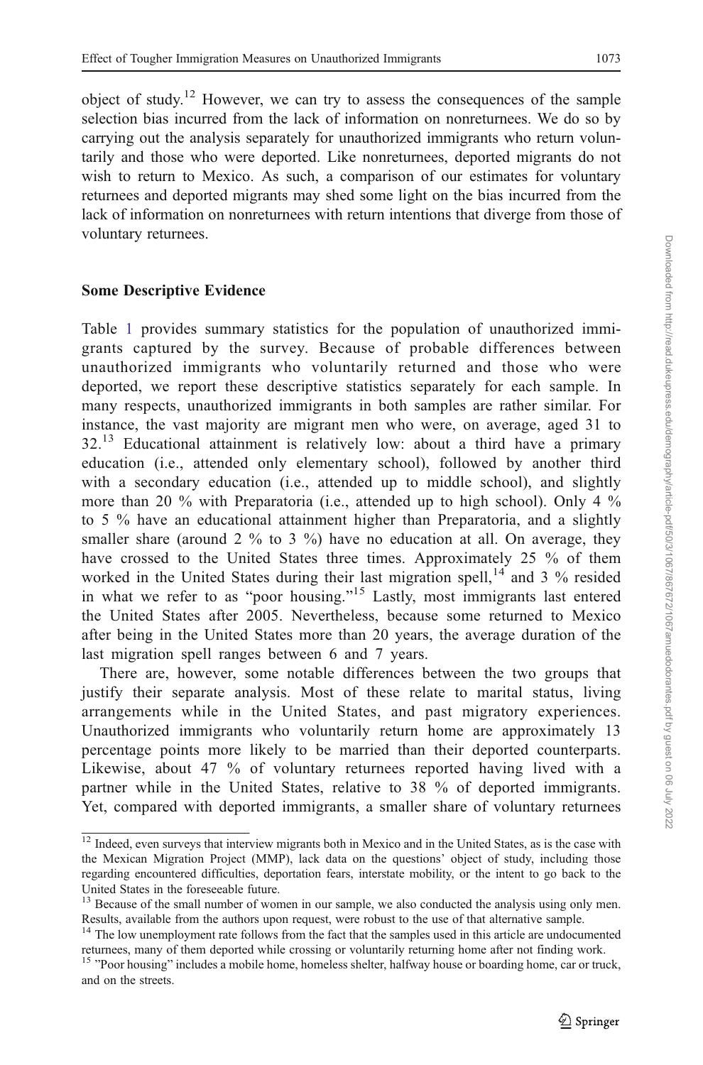object of study.[12] However, we can try to assess the consequences of the sample selection bias incurred from the lack of information on nonreturnees. We do so by carrying out the analysis separately for unauthorized immigrants who return voluntarily and those who were deported. Like nonreturnees, deported migrants do not wish to return to Mexico. As such, a comparison of our estimates for voluntary returnees and deported migrants may shed some light on the bias incurred from the lack of information on nonreturnees with return intentions that diverge from those of voluntary returnees.

### Some Descriptive Evidence

Table 1 provides summary statistics for the population of unauthorized immigrants captured by the survey. Because of probable differences between unauthorized immigrants who voluntarily returned and those who were deported, we report these descriptive statistics separately for each sample. In many respects, unauthorized immigrants in both samples are rather similar. For instance, the vast majority are migrant men who were, on average, aged 31 to 32.[13] Educational attainment is relatively low: about a third have a primary education (i.e., attended only elementary school), followed by another third with a secondary education (i.e., attended up to middle school), and slightly more than 20 % with Preparatoria (i.e., attended up to high school). Only 4 % to 5 % have an educational attainment higher than Preparatoria, and a slightly smaller share (around 2 % to 3 %) have no education at all. On average, they have crossed to the United States three times. Approximately 25 % of them worked in the United States during their last migration spell,[14] and 3 % resided in what we refer to as "poor housing."[15] Lastly, most immigrants last entered the United States after 2005. Nevertheless, because some returned to Mexico after being in the United States more than 20 years, the average duration of the last migration spell ranges between 6 and 7 years.

There are, however, some notable differences between the two groups that justify their separate analysis. Most of these relate to marital status, living arrangements while in the United States, and past migratory experiences. Unauthorized immigrants who voluntarily return home are approximately 13 percentage points more likely to be married than their deported counterparts. Likewise, about 47 % of voluntary returnees reported having lived with a partner while in the United States, relative to 38 % of deported immigrants. Yet, compared with deported immigrants, a smaller share of voluntary returnees

---

[12] Indeed, even surveys that interview migrants both in Mexico and in the United States, as is the case with the Mexican Migration Project (MMP), lack data on the questions' object of study, including those regarding encountered difficulties, deportation fears, interstate mobility, or the intent to go back to the United States in the foreseeable future.

[13] Because of the small number of women in our sample, we also conducted the analysis using only men. Results, available from the authors upon request, were robust to the use of that alternative sample.

[14] The low unemployment rate follows from the fact that the samples used in this article are undocumented returnees, many of them deported while crossing or voluntarily returning home after not finding work.

[15] "Poor housing" includes a mobile home, homeless shelter, halfway house or boarding home, car or truck, and on the streets.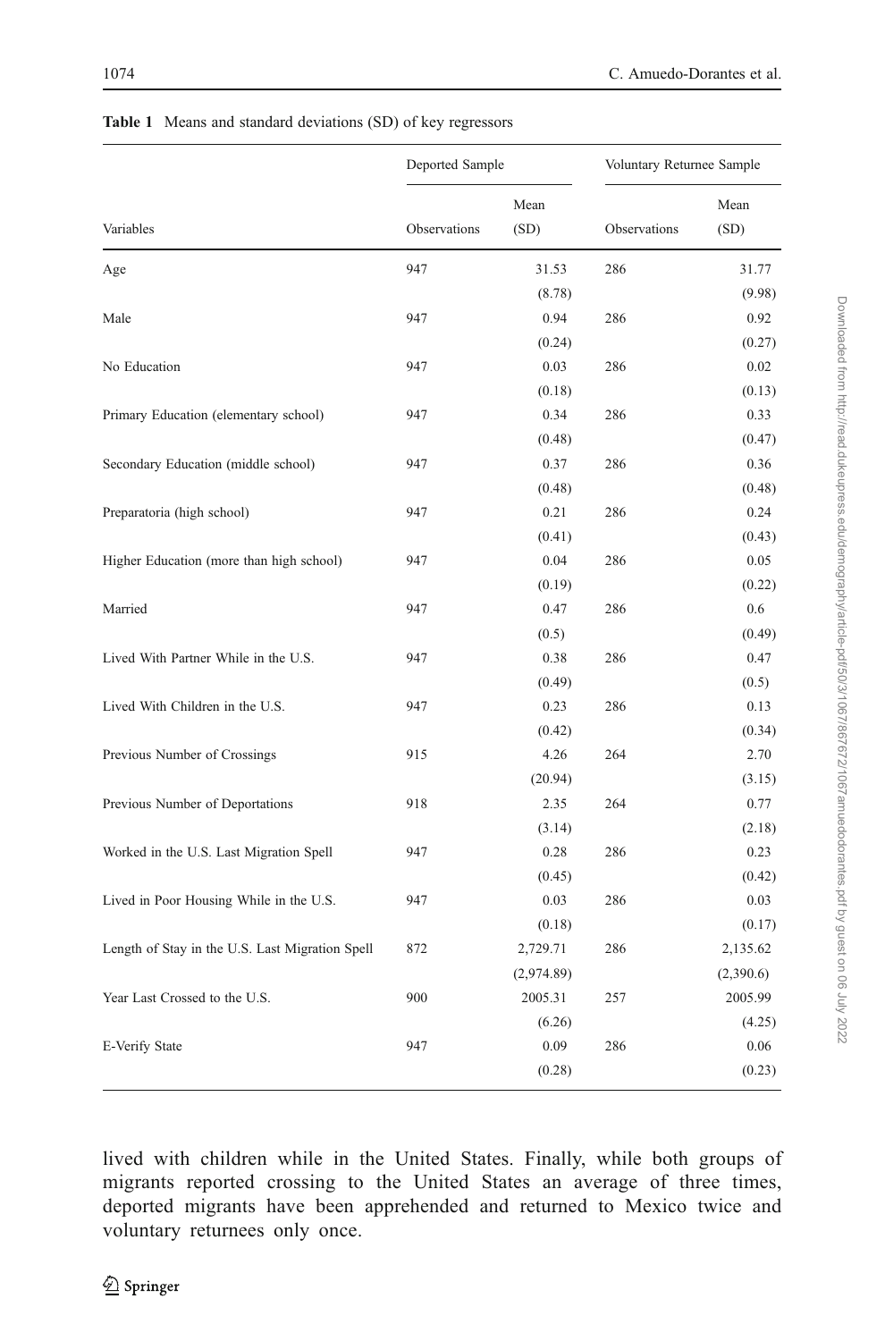**Table 1** Means and standard deviations (SD) of key regressors

| Variables | Deported Sample | | Voluntary Returnee Sample | |
|---|---|---|---|---|
| | Observations | Mean (SD) | Observations | Mean (SD) |
| Age | 947 | 31.53 | 286 | 31.77 |
| | | (8.78) | | (9.98) |
| Male | 947 | 0.94 | 286 | 0.92 |
| | | (0.24) | | (0.27) |
| No Education | 947 | 0.03 | 286 | 0.02 |
| | | (0.18) | | (0.13) |
| Primary Education (elementary school) | 947 | 0.34 | 286 | 0.33 |
| | | (0.48) | | (0.47) |
| Secondary Education (middle school) | 947 | 0.37 | 286 | 0.36 |
| | | (0.48) | | (0.48) |
| Preparatoria (high school) | 947 | 0.21 | 286 | 0.24 |
| | | (0.41) | | (0.43) |
| Higher Education (more than high school) | 947 | 0.04 | 286 | 0.05 |
| | | (0.19) | | (0.22) |
| Married | 947 | 0.47 | 286 | 0.6 |
| | | (0.5) | | (0.49) |
| Lived With Partner While in the U.S. | 947 | 0.38 | 286 | 0.47 |
| | | (0.49) | | (0.5) |
| Lived With Children in the U.S. | 947 | 0.23 | 286 | 0.13 |
| | | (0.42) | | (0.34) |
| Previous Number of Crossings | 915 | 4.26 | 264 | 2.70 |
| | | (20.94) | | (3.15) |
| Previous Number of Deportations | 918 | 2.35 | 264 | 0.77 |
| | | (3.14) | | (2.18) |
| Worked in the U.S. Last Migration Spell | 947 | 0.28 | 286 | 0.23 |
| | | (0.45) | | (0.42) |
| Lived in Poor Housing While in the U.S. | 947 | 0.03 | 286 | 0.03 |
| | | (0.18) | | (0.17) |
| Length of Stay in the U.S. Last Migration Spell | 872 | 2,729.71 | 286 | 2,135.62 |
| | | (2,974.89) | | (2,390.6) |
| Year Last Crossed to the U.S. | 900 | 2005.31 | 257 | 2005.99 |
| | | (6.26) | | (4.25) |
| E-Verify State | 947 | 0.09 | 286 | 0.06 |
| | | (0.28) | | (0.23) |

lived with children while in the United States. Finally, while both groups of migrants reported crossing to the United States an average of three times, deported migrants have been apprehended and returned to Mexico twice and voluntary returnees only once.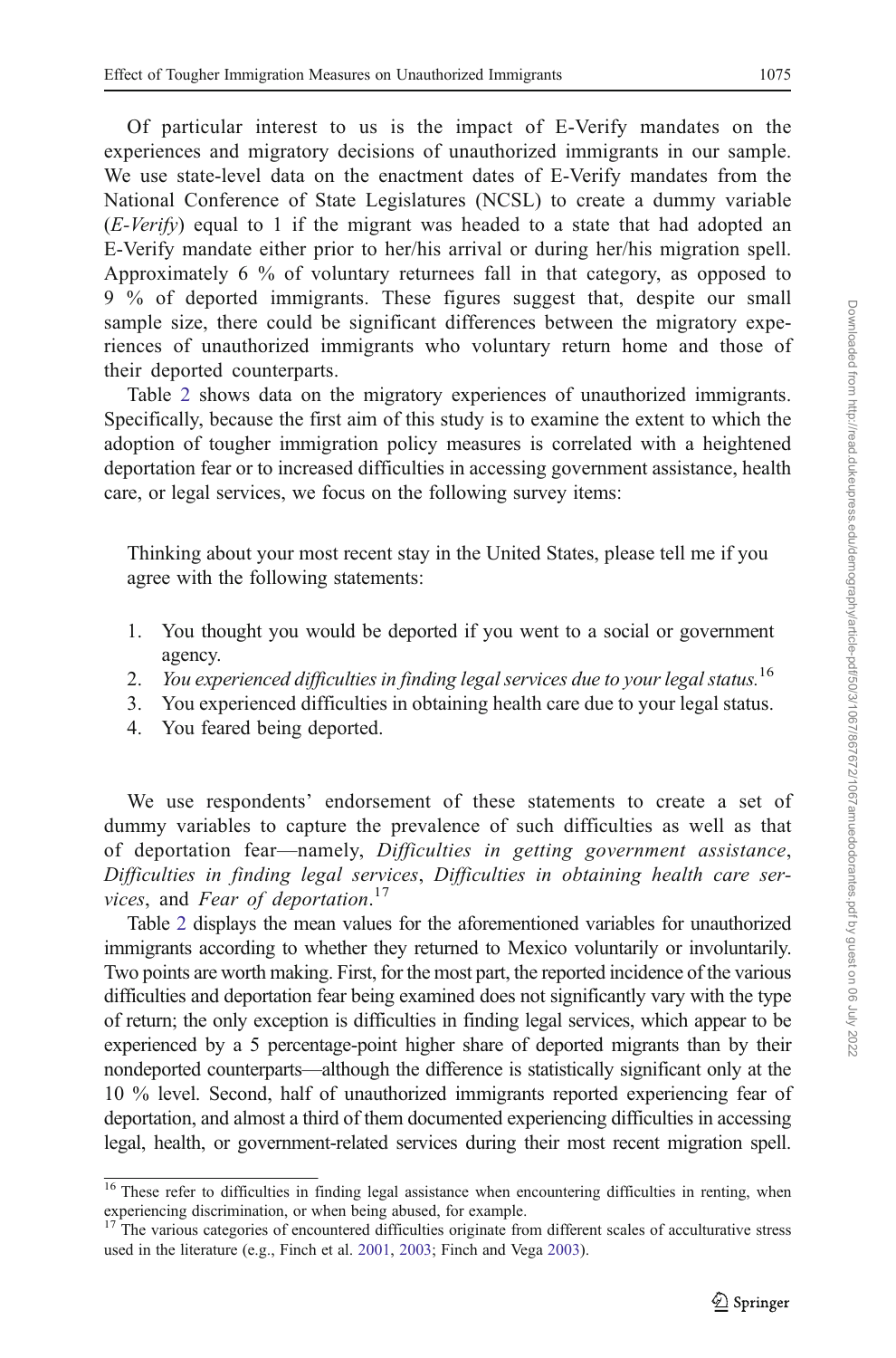Of particular interest to us is the impact of E-Verify mandates on the experiences and migratory decisions of unauthorized immigrants in our sample. We use state-level data on the enactment dates of E-Verify mandates from the National Conference of State Legislatures (NCSL) to create a dummy variable (*E-Verify*) equal to 1 if the migrant was headed to a state that had adopted an E-Verify mandate either prior to her/his arrival or during her/his migration spell. Approximately 6 % of voluntary returnees fall in that category, as opposed to 9 % of deported immigrants. These figures suggest that, despite our small sample size, there could be significant differences between the migratory experiences of unauthorized immigrants who voluntary return home and those of their deported counterparts.

Table 2 shows data on the migratory experiences of unauthorized immigrants. Specifically, because the first aim of this study is to examine the extent to which the adoption of tougher immigration policy measures is correlated with a heightened deportation fear or to increased difficulties in accessing government assistance, health care, or legal services, we focus on the following survey items:

> Thinking about your most recent stay in the United States, please tell me if you agree with the following statements:
>
> 1. You thought you would be deported if you went to a social or government agency.
> 2. *You experienced difficulties in finding legal services due to your legal status.*[16]
> 3. You experienced difficulties in obtaining health care due to your legal status.
> 4. You feared being deported.

We use respondents' endorsement of these statements to create a set of dummy variables to capture the prevalence of such difficulties as well as that of deportation fear—namely, *Difficulties in getting government assistance*, *Difficulties in finding legal services*, *Difficulties in obtaining health care services*, and *Fear of deportation*.[17]

Table 2 displays the mean values for the aforementioned variables for unauthorized immigrants according to whether they returned to Mexico voluntarily or involuntarily. Two points are worth making. First, for the most part, the reported incidence of the various difficulties and deportation fear being examined does not significantly vary with the type of return; the only exception is difficulties in finding legal services, which appear to be experienced by a 5 percentage-point higher share of deported migrants than by their nondeported counterparts—although the difference is statistically significant only at the 10 % level. Second, half of unauthorized immigrants reported experiencing fear of deportation, and almost a third of them documented experiencing difficulties in accessing legal, health, or government-related services during their most recent migration spell.

---

[16] These refer to difficulties in finding legal assistance when encountering difficulties in renting, when experiencing discrimination, or when being abused, for example.

[17] The various categories of encountered difficulties originate from different scales of acculturative stress used in the literature (e.g., Finch et al. 2001, 2003; Finch and Vega 2003).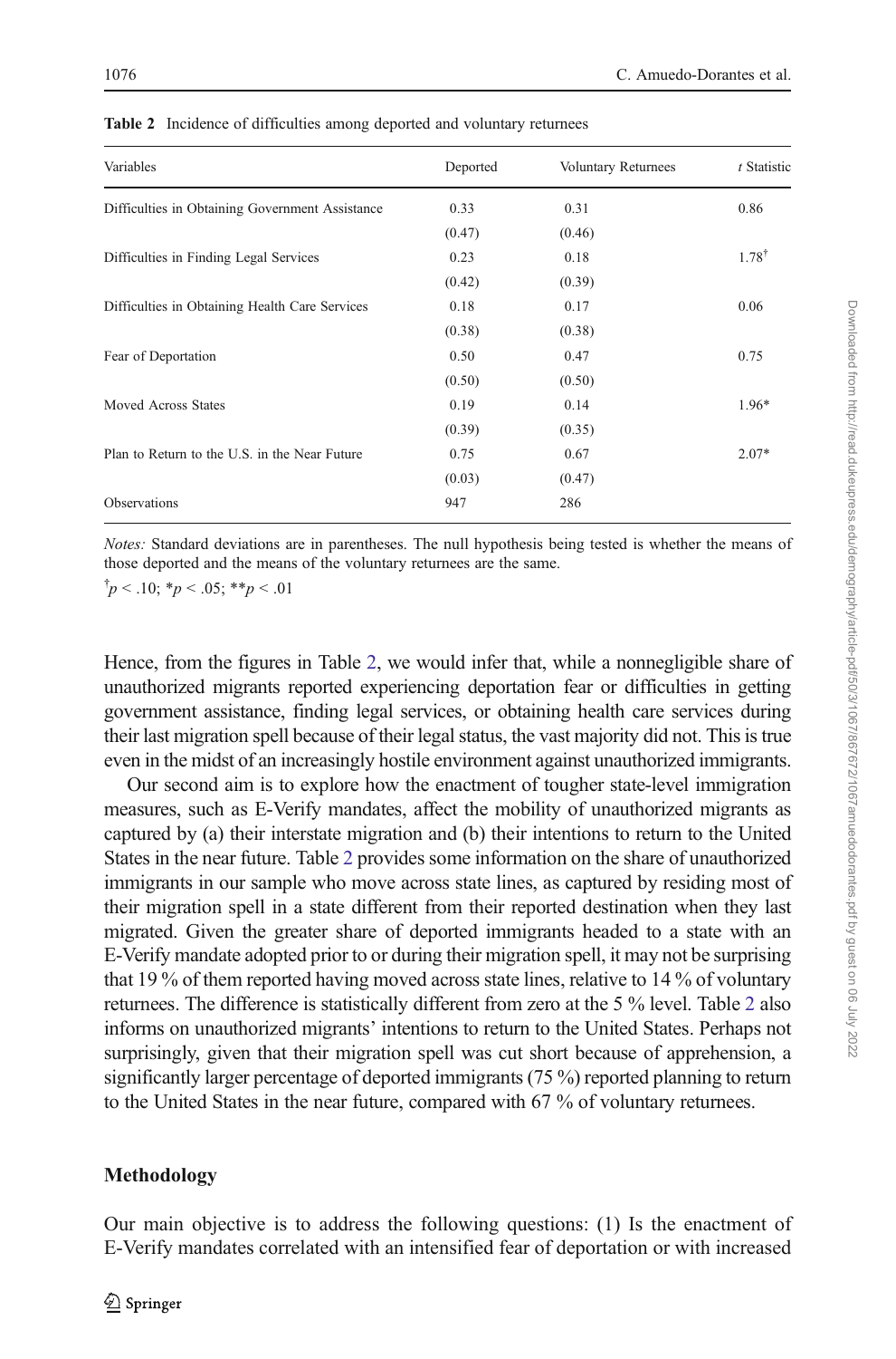**Table 2** Incidence of difficulties among deported and voluntary returnees

| Variables | Deported | Voluntary Returnees | *t* Statistic |
|---|---|---|---|
| Difficulties in Obtaining Government Assistance | 0.33 | 0.31 | 0.86 |
| | (0.47) | (0.46) | |
| Difficulties in Finding Legal Services | 0.23 | 0.18 | 1.78[†] |
| | (0.42) | (0.39) | |
| Difficulties in Obtaining Health Care Services | 0.18 | 0.17 | 0.06 |
| | (0.38) | (0.38) | |
| Fear of Deportation | 0.50 | 0.47 | 0.75 |
| | (0.50) | (0.50) | |
| Moved Across States | 0.19 | 0.14 | 1.96* |
| | (0.39) | (0.35) | |
| Plan to Return to the U.S. in the Near Future | 0.75 | 0.67 | 2.07* |
| | (0.03) | (0.47) | |
| Observations | 947 | 286 | |

*Notes:* Standard deviations are in parentheses. The null hypothesis being tested is whether the means of those deported and the means of the voluntary returnees are the same.

[†]$p < .10$; *$p < .05$; **$p < .01$

Hence, from the figures in Table 2, we would infer that, while a nonnegligible share of unauthorized migrants reported experiencing deportation fear or difficulties in getting government assistance, finding legal services, or obtaining health care services during their last migration spell because of their legal status, the vast majority did not. This is true even in the midst of an increasingly hostile environment against unauthorized immigrants.

Our second aim is to explore how the enactment of tougher state-level immigration measures, such as E-Verify mandates, affect the mobility of unauthorized migrants as captured by (a) their interstate migration and (b) their intentions to return to the United States in the near future. Table 2 provides some information on the share of unauthorized immigrants in our sample who move across state lines, as captured by residing most of their migration spell in a state different from their reported destination when they last migrated. Given the greater share of deported immigrants headed to a state with an E-Verify mandate adopted prior to or during their migration spell, it may not be surprising that 19 % of them reported having moved across state lines, relative to 14 % of voluntary returnees. The difference is statistically different from zero at the 5 % level. Table 2 also informs on unauthorized migrants' intentions to return to the United States. Perhaps not surprisingly, given that their migration spell was cut short because of apprehension, a significantly larger percentage of deported immigrants (75 %) reported planning to return to the United States in the near future, compared with 67 % of voluntary returnees.

## Methodology

Our main objective is to address the following questions: (1) Is the enactment of E-Verify mandates correlated with an intensified fear of deportation or with increased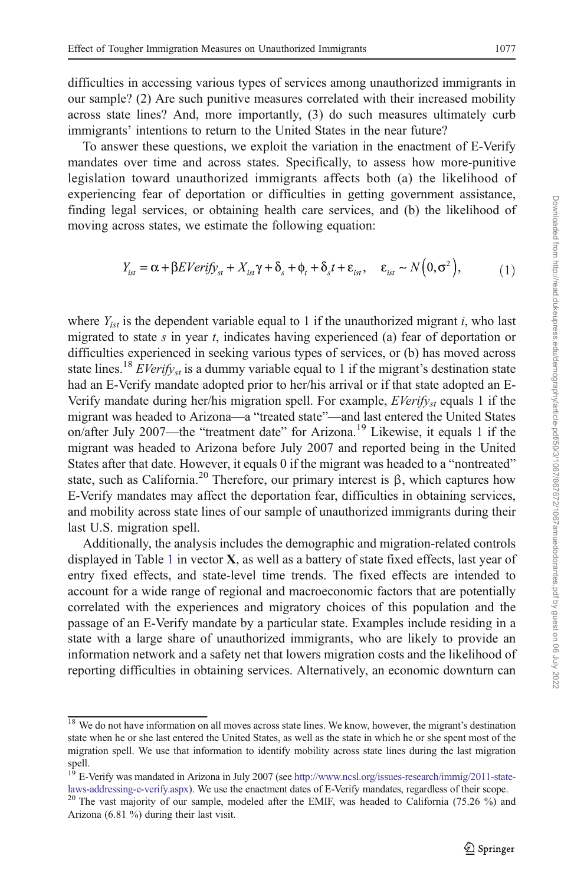difficulties in accessing various types of services among unauthorized immigrants in our sample? (2) Are such punitive measures correlated with their increased mobility across state lines? And, more importantly, (3) do such measures ultimately curb immigrants' intentions to return to the United States in the near future?

To answer these questions, we exploit the variation in the enactment of E-Verify mandates over time and across states. Specifically, to assess how more-punitive legislation toward unauthorized immigrants affects both (a) the likelihood of experiencing fear of deportation or difficulties in getting government assistance, finding legal services, or obtaining health care services, and (b) the likelihood of moving across states, we estimate the following equation:

$$Y_{ist} = \alpha + \beta EVerify_{st} + X_{ist}\gamma + \delta_s + \phi_t + \delta_s t + \varepsilon_{ist}, \quad \varepsilon_{ist} \sim N\left(0, \sigma^2\right), \tag{1}$$

where $Y_{ist}$ is the dependent variable equal to 1 if the unauthorized migrant $i$, who last migrated to state $s$ in year $t$, indicates having experienced (a) fear of deportation or difficulties experienced in seeking various types of services, or (b) has moved across state lines.[18] $EVerify_{st}$ is a dummy variable equal to 1 if the migrant's destination state had an E-Verify mandate adopted prior to her/his arrival or if that state adopted an E-Verify mandate during her/his migration spell. For example, $EVerify_{st}$ equals 1 if the migrant was headed to Arizona—a "treated state"—and last entered the United States on/after July 2007—the "treatment date" for Arizona.[19] Likewise, it equals 1 if the migrant was headed to Arizona before July 2007 and reported being in the United States after that date. However, it equals 0 if the migrant was headed to a "nontreated" state, such as California.[20] Therefore, our primary interest is β, which captures how E-Verify mandates may affect the deportation fear, difficulties in obtaining services, and mobility across state lines of our sample of unauthorized immigrants during their last U.S. migration spell.

Additionally, the analysis includes the demographic and migration-related controls displayed in Table 1 in vector **X**, as well as a battery of state fixed effects, last year of entry fixed effects, and state-level time trends. The fixed effects are intended to account for a wide range of regional and macroeconomic factors that are potentially correlated with the experiences and migratory choices of this population and the passage of an E-Verify mandate by a particular state. Examples include residing in a state with a large share of unauthorized immigrants, who are likely to provide an information network and a safety net that lowers migration costs and the likelihood of reporting difficulties in obtaining services. Alternatively, an economic downturn can

---

[18] We do not have information on all moves across state lines. We know, however, the migrant's destination state when he or she last entered the United States, as well as the state in which he or she spent most of the migration spell. We use that information to identify mobility across state lines during the last migration spell.

[19] E-Verify was mandated in Arizona in July 2007 (see http://www.ncsl.org/issues-research/immig/2011-state-laws-addressing-e-verify.aspx). We use the enactment dates of E-Verify mandates, regardless of their scope.

[20] The vast majority of our sample, modeled after the EMIF, was headed to California (75.26 %) and Arizona (6.81 %) during their last visit.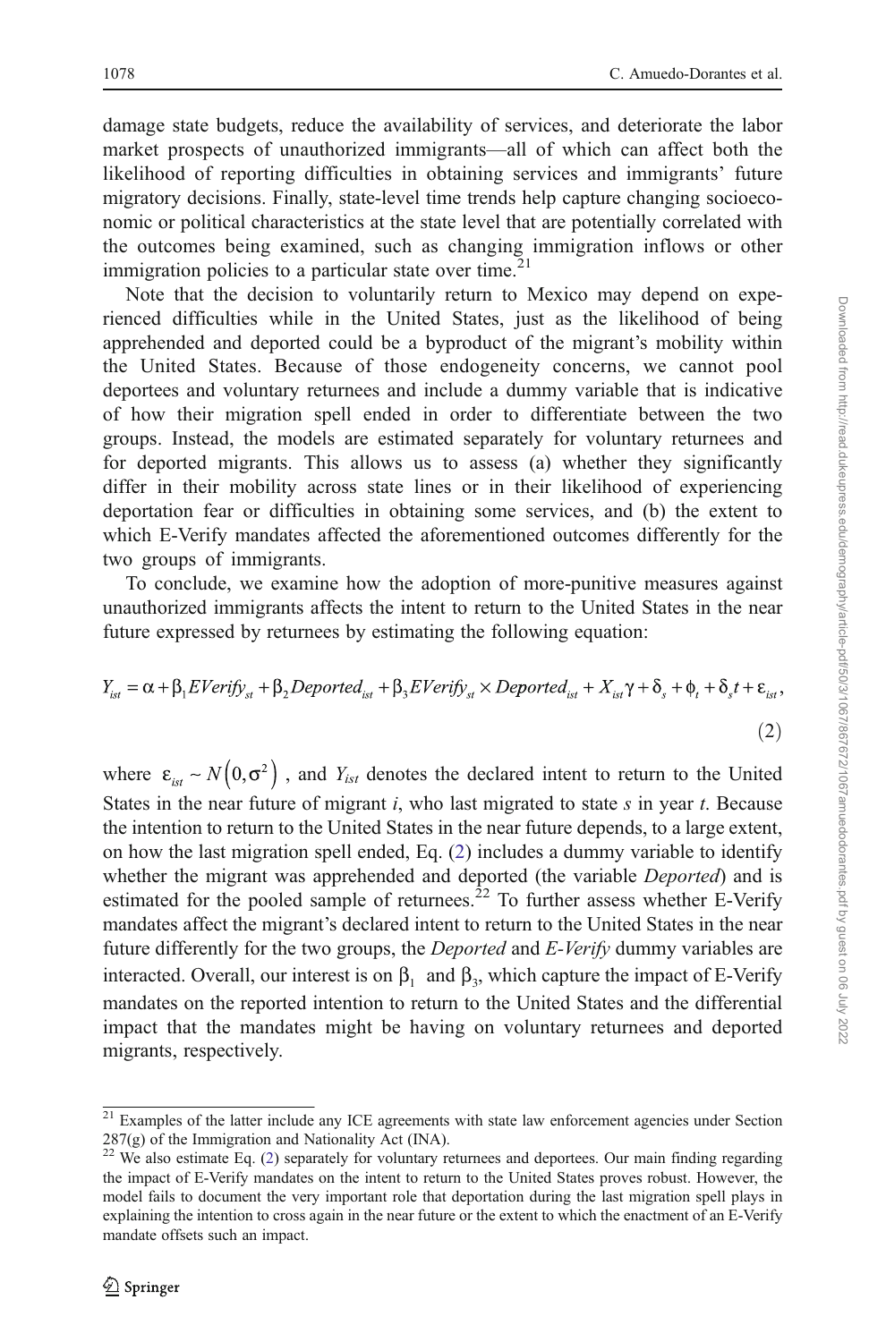damage state budgets, reduce the availability of services, and deteriorate the labor market prospects of unauthorized immigrants—all of which can affect both the likelihood of reporting difficulties in obtaining services and immigrants' future migratory decisions. Finally, state-level time trends help capture changing socioeconomic or political characteristics at the state level that are potentially correlated with the outcomes being examined, such as changing immigration inflows or other immigration policies to a particular state over time.[21]

Note that the decision to voluntarily return to Mexico may depend on experienced difficulties while in the United States, just as the likelihood of being apprehended and deported could be a byproduct of the migrant's mobility within the United States. Because of those endogeneity concerns, we cannot pool deportees and voluntary returnees and include a dummy variable that is indicative of how their migration spell ended in order to differentiate between the two groups. Instead, the models are estimated separately for voluntary returnees and for deported migrants. This allows us to assess (a) whether they significantly differ in their mobility across state lines or in their likelihood of experiencing deportation fear or difficulties in obtaining some services, and (b) the extent to which E-Verify mandates affected the aforementioned outcomes differently for the two groups of immigrants.

To conclude, we examine how the adoption of more-punitive measures against unauthorized immigrants affects the intent to return to the United States in the near future expressed by returnees by estimating the following equation:

$$Y_{ist} = \alpha + \beta_1 EVerify_{st} + \beta_2 Deported_{ist} + \beta_3 EVerify_{st} \times Deported_{ist} + X_{ist}\gamma + \delta_s + \phi_t + \delta_s t + \varepsilon_{ist}, \tag{2}$$

where $\varepsilon_{ist} \sim N(0, \sigma^2)$, and $Y_{ist}$ denotes the declared intent to return to the United States in the near future of migrant $i$, who last migrated to state $s$ in year $t$. Because the intention to return to the United States in the near future depends, to a large extent, on how the last migration spell ended, Eq. (2) includes a dummy variable to identify whether the migrant was apprehended and deported (the variable *Deported*) and is estimated for the pooled sample of returnees.[22] To further assess whether E-Verify mandates affect the migrant's declared intent to return to the United States in the near future differently for the two groups, the *Deported* and *E-Verify* dummy variables are interacted. Overall, our interest is on $\beta_1$ and $\beta_3$, which capture the impact of E-Verify mandates on the reported intention to return to the United States and the differential impact that the mandates might be having on voluntary returnees and deported migrants, respectively.

---

[21] Examples of the latter include any ICE agreements with state law enforcement agencies under Section 287(g) of the Immigration and Nationality Act (INA).

[22] We also estimate Eq. (2) separately for voluntary returnees and deportees. Our main finding regarding the impact of E-Verify mandates on the intent to return to the United States proves robust. However, the model fails to document the very important role that deportation during the last migration spell plays in explaining the intention to cross again in the near future or the extent to which the enactment of an E-Verify mandate offsets such an impact.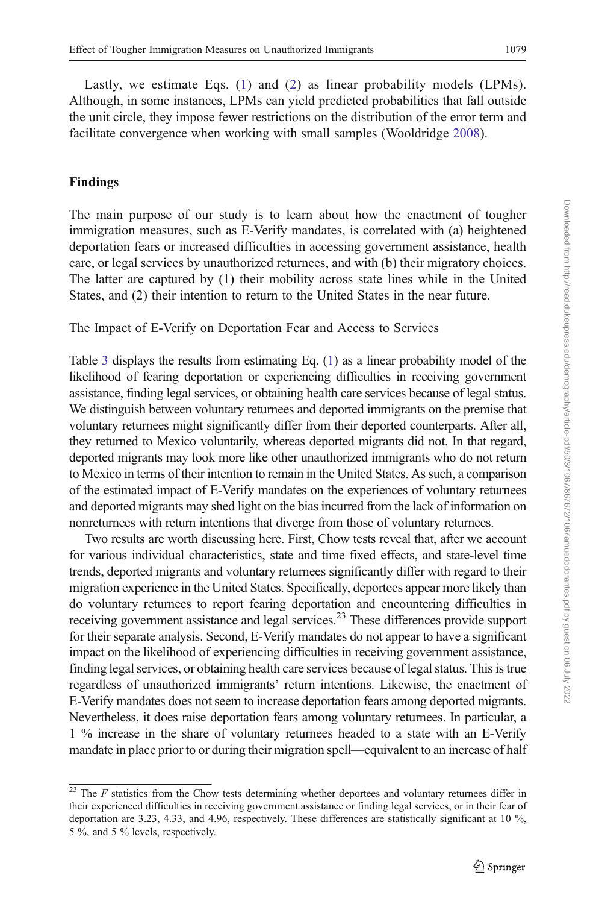Lastly, we estimate Eqs. (1) and (2) as linear probability models (LPMs). Although, in some instances, LPMs can yield predicted probabilities that fall outside the unit circle, they impose fewer restrictions on the distribution of the error term and facilitate convergence when working with small samples (Wooldridge 2008).

## Findings

The main purpose of our study is to learn about how the enactment of tougher immigration measures, such as E-Verify mandates, is correlated with (a) heightened deportation fears or increased difficulties in accessing government assistance, health care, or legal services by unauthorized returnees, and with (b) their migratory choices. The latter are captured by (1) their mobility across state lines while in the United States, and (2) their intention to return to the United States in the near future.

### The Impact of E-Verify on Deportation Fear and Access to Services

Table 3 displays the results from estimating Eq. (1) as a linear probability model of the likelihood of fearing deportation or experiencing difficulties in receiving government assistance, finding legal services, or obtaining health care services because of legal status. We distinguish between voluntary returnees and deported immigrants on the premise that voluntary returnees might significantly differ from their deported counterparts. After all, they returned to Mexico voluntarily, whereas deported migrants did not. In that regard, deported migrants may look more like other unauthorized immigrants who do not return to Mexico in terms of their intention to remain in the United States. As such, a comparison of the estimated impact of E-Verify mandates on the experiences of voluntary returnees and deported migrants may shed light on the bias incurred from the lack of information on nonreturnees with return intentions that diverge from those of voluntary returnees.

Two results are worth discussing here. First, Chow tests reveal that, after we account for various individual characteristics, state and time fixed effects, and state-level time trends, deported migrants and voluntary returnees significantly differ with regard to their migration experience in the United States. Specifically, deportees appear more likely than do voluntary returnees to report fearing deportation and encountering difficulties in receiving government assistance and legal services.[23] These differences provide support for their separate analysis. Second, E-Verify mandates do not appear to have a significant impact on the likelihood of experiencing difficulties in receiving government assistance, finding legal services, or obtaining health care services because of legal status. This is true regardless of unauthorized immigrants' return intentions. Likewise, the enactment of E-Verify mandates does not seem to increase deportation fears among deported migrants. Nevertheless, it does raise deportation fears among voluntary returnees. In particular, a 1 % increase in the share of voluntary returnees headed to a state with an E-Verify mandate in place prior to or during their migration spell—equivalent to an increase of half

[23] The $F$ statistics from the Chow tests determining whether deportees and voluntary returnees differ in their experienced difficulties in receiving government assistance or finding legal services, or in their fear of deportation are 3.23, 4.33, and 4.96, respectively. These differences are statistically significant at 10 %, 5 %, and 5 % levels, respectively.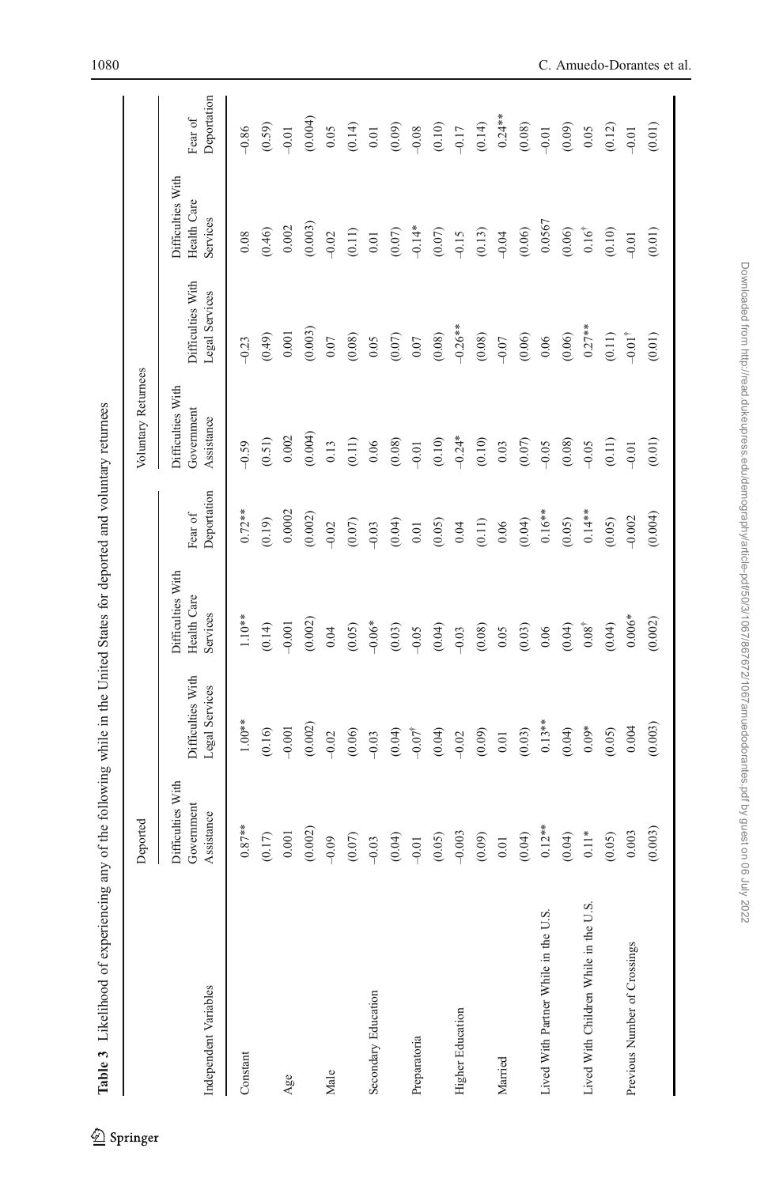**Table 3** Likelihood of experiencing any of the following while in the United States for deported and voluntary returnees

| Independent Variables | Deported | | | | Voluntary Returnees | | | |
|---|---|---|---|---|---|---|---|---|
| | Difficulties With Government Assistance | Difficulties With Legal Services | Difficulties With Health Care Services | Fear of Deportation | Difficulties With Government Assistance | Difficulties With Legal Services | Difficulties With Health Care Services | Fear of Deportation |
| Constant | 0.87** | 1.00** | 1.10** | 0.72** | –0.59 | –0.23 | 0.08 | –0.86 |
| | (0.17) | (0.16) | (0.14) | (0.19) | (0.51) | (0.49) | (0.46) | (0.59) |
| Age | 0.001 | –0.001 | –0.001 | 0.0002 | 0.002 | 0.001 | 0.002 | –0.01 |
| | (0.002) | (0.002) | (0.002) | (0.002) | (0.004) | (0.003) | (0.003) | (0.004) |
| Male | –0.09 | –0.02 | 0.04 | –0.02 | 0.13 | 0.07 | –0.02 | 0.05 |
| | (0.07) | (0.06) | (0.05) | (0.07) | (0.11) | (0.08) | (0.11) | (0.14) |
| Secondary Education | –0.03 | –0.03 | –0.06* | –0.03 | 0.06 | 0.05 | 0.01 | 0.01 |
| | (0.04) | (0.04) | (0.03) | (0.04) | (0.08) | (0.07) | (0.07) | (0.09) |
| Preparatoria | –0.01 | –0.07$^{†}$ | –0.05 | 0.01 | –0.01 | 0.07 | –0.14* | –0.08 |
| | (0.05) | (0.04) | (0.04) | (0.05) | (0.10) | (0.08) | (0.07) | (0.10) |
| Higher Education | –0.003 | –0.02 | –0.03 | 0.04 | –0.24* | –0.26** | –0.15 | –0.17 |
| | (0.09) | (0.09) | (0.08) | (0.11) | (0.10) | (0.08) | (0.13) | (0.14) |
| Married | 0.01 | 0.01 | 0.05 | 0.06 | 0.03 | –0.07 | –0.04 | 0.24** |
| | (0.04) | (0.03) | (0.03) | (0.04) | (0.07) | (0.06) | (0.06) | (0.08) |
| Lived With Partner While in the U.S. | 0.12** | 0.13** | 0.06 | 0.16** | –0.05 | 0.06 | 0.0567 | –0.01 |
| | (0.04) | (0.04) | (0.04) | (0.05) | (0.08) | (0.06) | (0.06) | (0.09) |
| Lived With Children While in the U.S. | 0.11* | 0.09* | 0.08$^{†}$ | 0.14** | –0.05 | 0.27** | 0.16$^{†}$ | 0.05 |
| | (0.05) | (0.05) | (0.04) | (0.05) | (0.11) | (0.11) | (0.10) | (0.12) |
| Previous Number of Crossings | 0.003 | 0.004 | 0.006* | –0.002 | –0.01 | –0.01$^{†}$ | –0.01 | –0.01 |
| | (0.003) | (0.003) | (0.002) | (0.004) | (0.01) | (0.01) | (0.01) | (0.01) |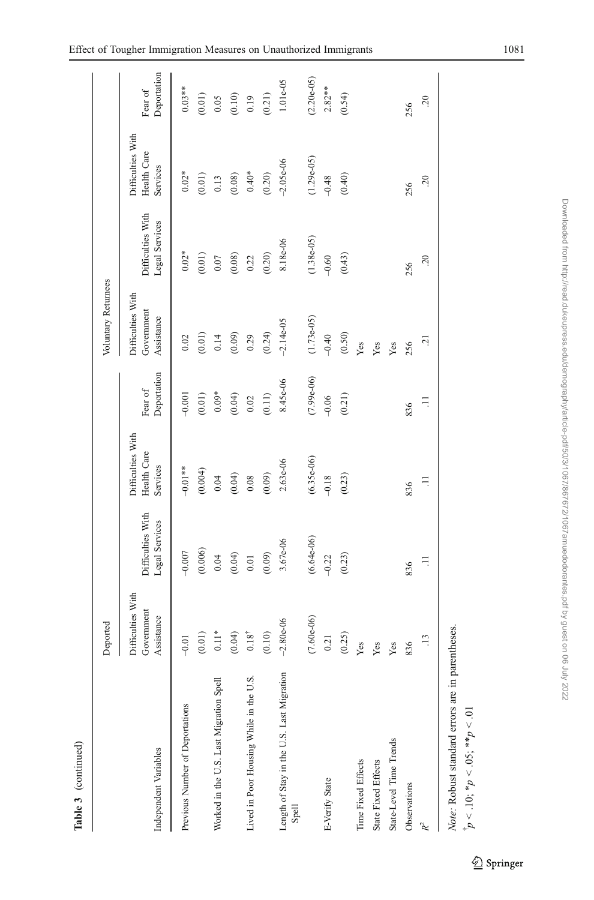**Table 3** (continued)

| Independent Variables | Deported | | | | Voluntary Returnees | | | |
|---|---|---|---|---|---|---|---|---|
| | Difficulties With Government Assistance | Difficulties With Legal Services | Difficulties With Health Care Services | Fear of Deportation | Difficulties With Government Assistance | Difficulties With Legal Services | Difficulties With Health Care Services | Fear of Deportation |
| Previous Number of Deportations | –0.01 | –0.007 | –0.01** | –0.001 | 0.02 | 0.02* | 0.02* | 0.03** |
| | (0.01) | (0.006) | (0.004) | (0.01) | (0.01) | (0.01) | (0.01) | (0.01) |
| Worked in the U.S. Last Migration Spell | 0.11* | 0.04 | 0.04 | 0.09* | 0.14 | 0.07 | 0.13 | 0.05 |
| | (0.04) | (0.04) | (0.04) | (0.04) | (0.09) | (0.08) | (0.08) | (0.10) |
| Lived in Poor Housing While in the U.S. | 0.18$^{\dagger}$ | 0.01 | 0.08 | 0.02 | 0.29 | 0.22 | 0.40* | 0.19 |
| | (0.10) | (0.09) | (0.09) | (0.11) | (0.24) | (0.20) | (0.20) | (0.21) |
| Length of Stay in the U.S. Last Migration Spell | –2.80e-06 | 3.67e-06 | 2.63e-06 | 8.45e-06 | –2.14e-05 | 8.18e-06 | –2.05e-06 | 1.01e-05 |
| | (7.60e-06) | (6.64e-06) | (6.35e-06) | (7.99e-06) | (1.73e-05) | (1.38e-05) | (1.29e-05) | (2.20e-05) |
| E-Verify State | 0.21 | –0.22 | –0.18 | –0.06 | –0.40 | –0.60 | –0.48 | 2.82** |
| | (0.25) | (0.23) | (0.23) | (0.21) | (0.50) | (0.43) | (0.40) | (0.54) |
| Time Fixed Effects | Yes | | | | Yes | | | |
| State Fixed Effects | Yes | | | | Yes | | | |
| State-Level Time Trends | Yes | | | | Yes | | | |
| Observations | 836 | 836 | 836 | 836 | 256 | 256 | 256 | 256 |
| $R^2$ | .13 | .11 | .11 | .11 | .21 | .20 | .20 | .20 |

*Note:* Robust standard errors are in parentheses.

$^{\dagger}p < .10$; $*p < .05$; $**p < .01$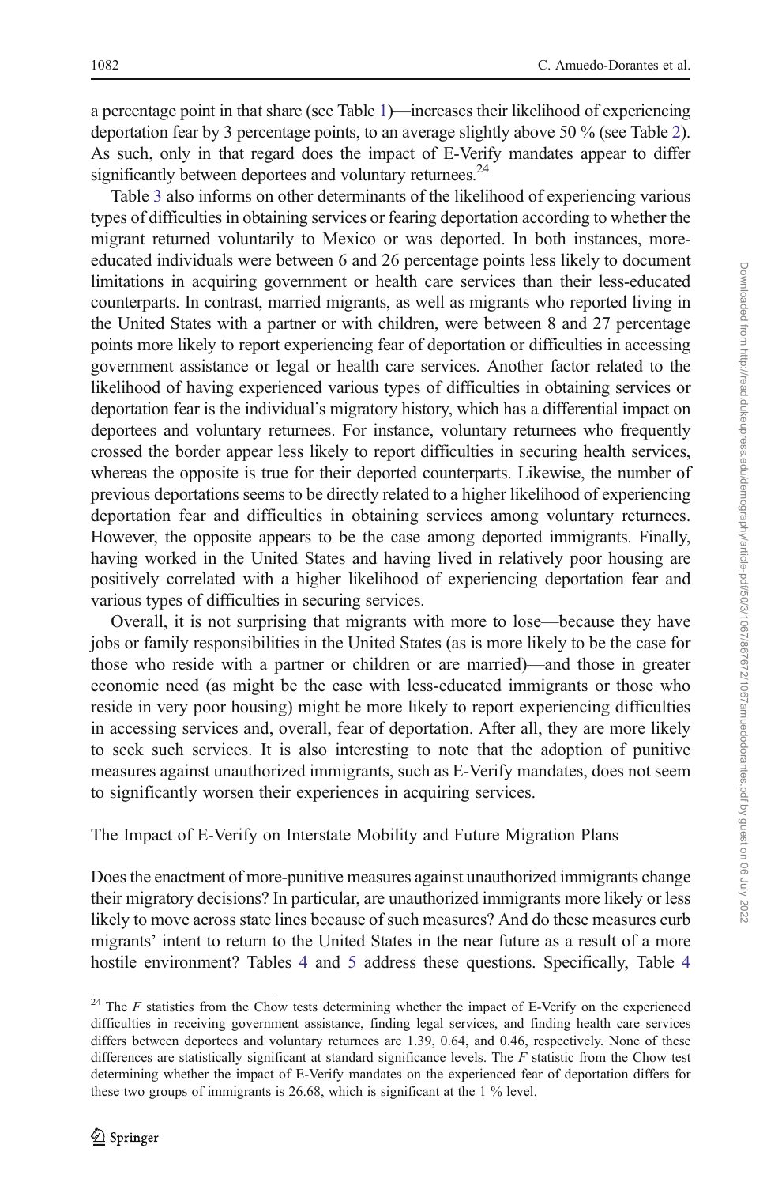a percentage point in that share (see Table 1)—increases their likelihood of experiencing deportation fear by 3 percentage points, to an average slightly above 50 % (see Table 2). As such, only in that regard does the impact of E-Verify mandates appear to differ significantly between deportees and voluntary returnees.[24]

Table 3 also informs on other determinants of the likelihood of experiencing various types of difficulties in obtaining services or fearing deportation according to whether the migrant returned voluntarily to Mexico or was deported. In both instances, more-educated individuals were between 6 and 26 percentage points less likely to document limitations in acquiring government or health care services than their less-educated counterparts. In contrast, married migrants, as well as migrants who reported living in the United States with a partner or with children, were between 8 and 27 percentage points more likely to report experiencing fear of deportation or difficulties in accessing government assistance or legal or health care services. Another factor related to the likelihood of having experienced various types of difficulties in obtaining services or deportation fear is the individual's migratory history, which has a differential impact on deportees and voluntary returnees. For instance, voluntary returnees who frequently crossed the border appear less likely to report difficulties in securing health services, whereas the opposite is true for their deported counterparts. Likewise, the number of previous deportations seems to be directly related to a higher likelihood of experiencing deportation fear and difficulties in obtaining services among voluntary returnees. However, the opposite appears to be the case among deported immigrants. Finally, having worked in the United States and having lived in relatively poor housing are positively correlated with a higher likelihood of experiencing deportation fear and various types of difficulties in securing services.

Overall, it is not surprising that migrants with more to lose—because they have jobs or family responsibilities in the United States (as is more likely to be the case for those who reside with a partner or children or are married)—and those in greater economic need (as might be the case with less-educated immigrants or those who reside in very poor housing) might be more likely to report experiencing difficulties in accessing services and, overall, fear of deportation. After all, they are more likely to seek such services. It is also interesting to note that the adoption of punitive measures against unauthorized immigrants, such as E-Verify mandates, does not seem to significantly worsen their experiences in acquiring services.

### The Impact of E-Verify on Interstate Mobility and Future Migration Plans

Does the enactment of more-punitive measures against unauthorized immigrants change their migratory decisions? In particular, are unauthorized immigrants more likely or less likely to move across state lines because of such measures? And do these measures curb migrants' intent to return to the United States in the near future as a result of a more hostile environment? Tables 4 and 5 address these questions. Specifically, Table 4

[24] The $F$ statistics from the Chow tests determining whether the impact of E-Verify on the experienced difficulties in receiving government assistance, finding legal services, and finding health care services differs between deportees and voluntary returnees are 1.39, 0.64, and 0.46, respectively. None of these differences are statistically significant at standard significance levels. The $F$ statistic from the Chow test determining whether the impact of E-Verify mandates on the experienced fear of deportation differs for these two groups of immigrants is 26.68, which is significant at the 1 % level.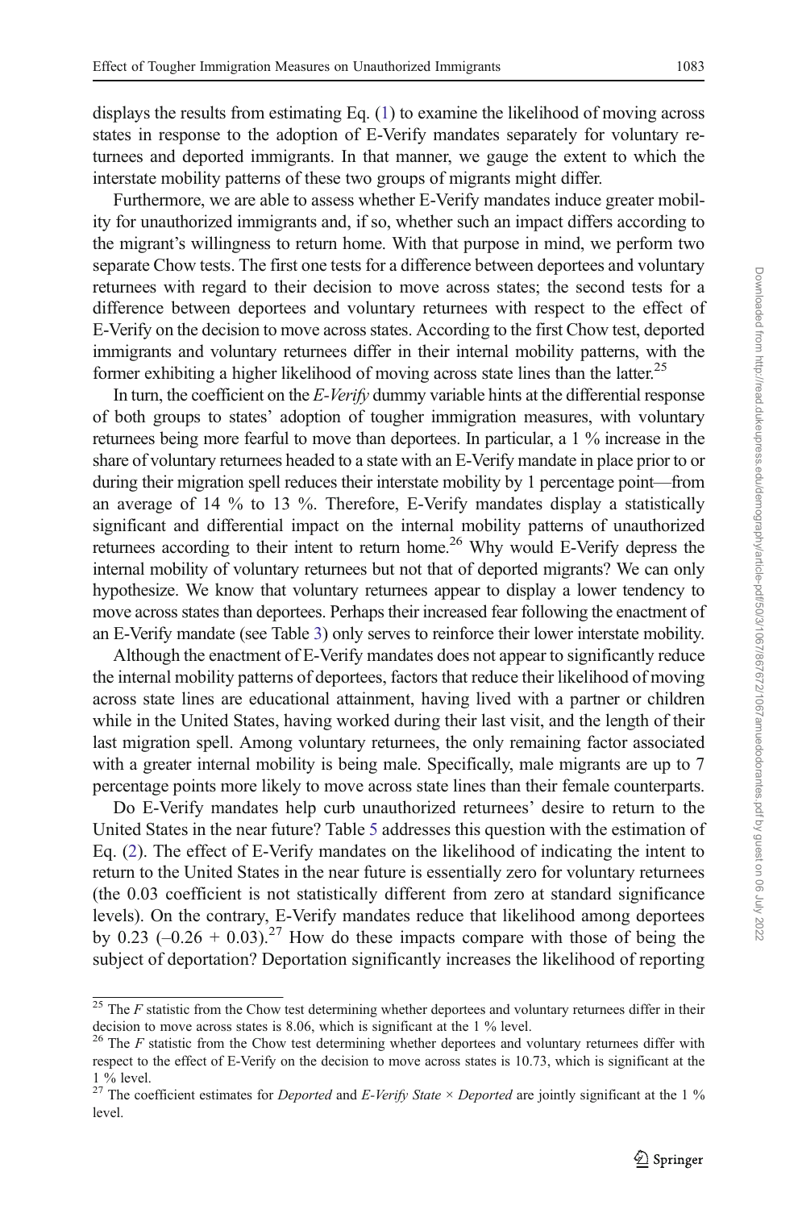displays the results from estimating Eq. (1) to examine the likelihood of moving across states in response to the adoption of E-Verify mandates separately for voluntary returnees and deported immigrants. In that manner, we gauge the extent to which the interstate mobility patterns of these two groups of migrants might differ.

Furthermore, we are able to assess whether E-Verify mandates induce greater mobility for unauthorized immigrants and, if so, whether such an impact differs according to the migrant's willingness to return home. With that purpose in mind, we perform two separate Chow tests. The first one tests for a difference between deportees and voluntary returnees with regard to their decision to move across states; the second tests for a difference between deportees and voluntary returnees with respect to the effect of E-Verify on the decision to move across states. According to the first Chow test, deported immigrants and voluntary returnees differ in their internal mobility patterns, with the former exhibiting a higher likelihood of moving across state lines than the latter.[25]

In turn, the coefficient on the *E-Verify* dummy variable hints at the differential response of both groups to states' adoption of tougher immigration measures, with voluntary returnees being more fearful to move than deportees. In particular, a 1 % increase in the share of voluntary returnees headed to a state with an E-Verify mandate in place prior to or during their migration spell reduces their interstate mobility by 1 percentage point—from an average of 14 % to 13 %. Therefore, E-Verify mandates display a statistically significant and differential impact on the internal mobility patterns of unauthorized returnees according to their intent to return home.[26] Why would E-Verify depress the internal mobility of voluntary returnees but not that of deported migrants? We can only hypothesize. We know that voluntary returnees appear to display a lower tendency to move across states than deportees. Perhaps their increased fear following the enactment of an E-Verify mandate (see Table 3) only serves to reinforce their lower interstate mobility.

Although the enactment of E-Verify mandates does not appear to significantly reduce the internal mobility patterns of deportees, factors that reduce their likelihood of moving across state lines are educational attainment, having lived with a partner or children while in the United States, having worked during their last visit, and the length of their last migration spell. Among voluntary returnees, the only remaining factor associated with a greater internal mobility is being male. Specifically, male migrants are up to 7 percentage points more likely to move across state lines than their female counterparts.

Do E-Verify mandates help curb unauthorized returnees' desire to return to the United States in the near future? Table 5 addresses this question with the estimation of Eq. (2). The effect of E-Verify mandates on the likelihood of indicating the intent to return to the United States in the near future is essentially zero for voluntary returnees (the 0.03 coefficient is not statistically different from zero at standard significance levels). On the contrary, E-Verify mandates reduce that likelihood among deportees by 0.23 (–0.26 + 0.03).[27] How do these impacts compare with those of being the subject of deportation? Deportation significantly increases the likelihood of reporting

---

[25] The $F$ statistic from the Chow test determining whether deportees and voluntary returnees differ in their decision to move across states is 8.06, which is significant at the 1 % level.

[26] The $F$ statistic from the Chow test determining whether deportees and voluntary returnees differ with respect to the effect of E-Verify on the decision to move across states is 10.73, which is significant at the 1 % level.

[27] The coefficient estimates for *Deported* and *E-Verify State* × *Deported* are jointly significant at the 1 % level.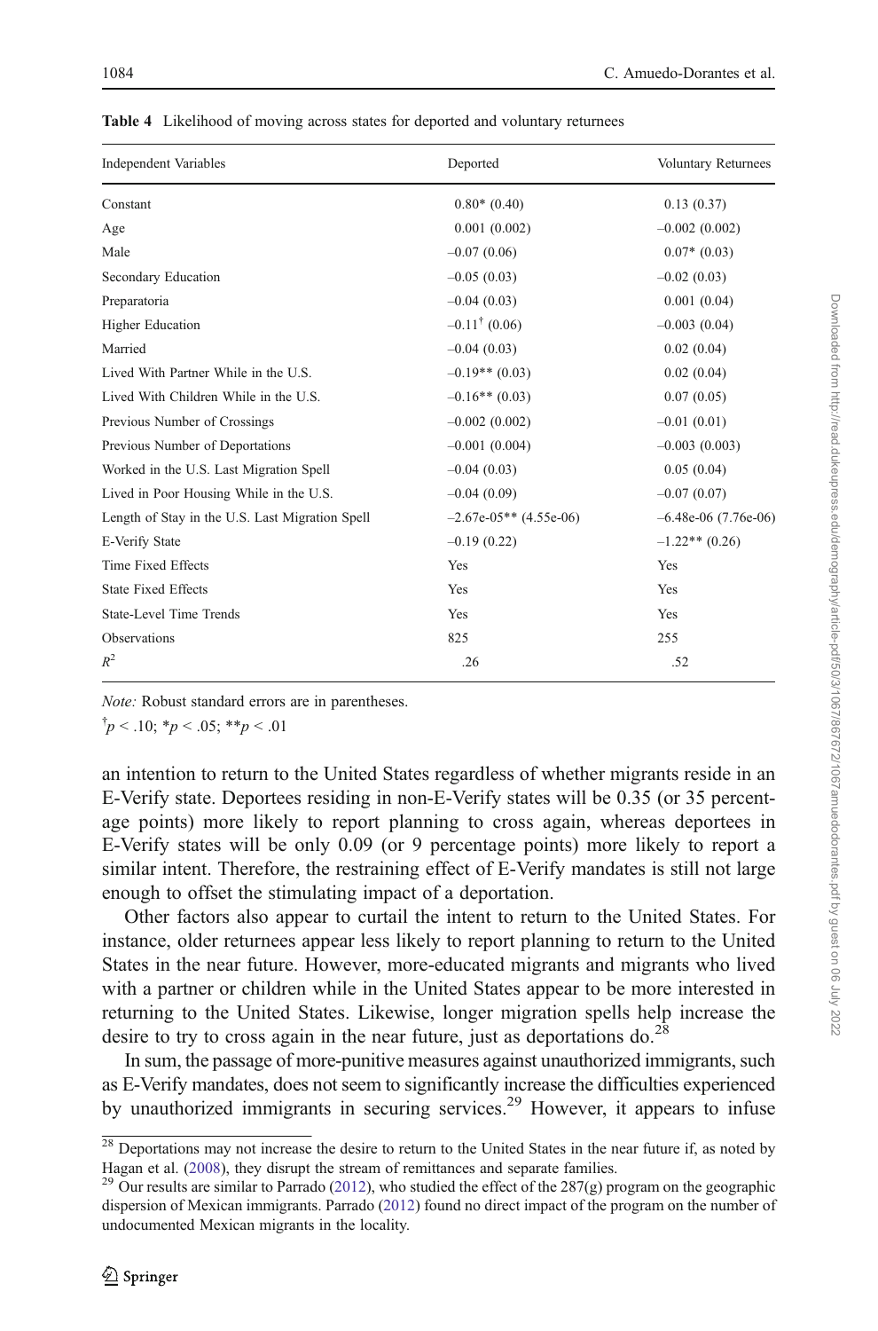**Table 4** Likelihood of moving across states for deported and voluntary returnees

| Independent Variables | Deported | Voluntary Returnees |
|---|---|---|
| Constant | 0.80* (0.40) | 0.13 (0.37) |
| Age | 0.001 (0.002) | –0.002 (0.002) |
| Male | –0.07 (0.06) | 0.07* (0.03) |
| Secondary Education | –0.05 (0.03) | –0.02 (0.03) |
| Preparatoria | –0.04 (0.03) | 0.001 (0.04) |
| Higher Education | –0.11[†] (0.06) | –0.003 (0.04) |
| Married | –0.04 (0.03) | 0.02 (0.04) |
| Lived With Partner While in the U.S. | –0.19** (0.03) | 0.02 (0.04) |
| Lived With Children While in the U.S. | –0.16** (0.03) | 0.07 (0.05) |
| Previous Number of Crossings | –0.002 (0.002) | –0.01 (0.01) |
| Previous Number of Deportations | –0.001 (0.004) | –0.003 (0.003) |
| Worked in the U.S. Last Migration Spell | –0.04 (0.03) | 0.05 (0.04) |
| Lived in Poor Housing While in the U.S. | –0.04 (0.09) | –0.07 (0.07) |
| Length of Stay in the U.S. Last Migration Spell | –2.67e-05** (4.55e-06) | –6.48e-06 (7.76e-06) |
| E-Verify State | –0.19 (0.22) | –1.22** (0.26) |
| Time Fixed Effects | Yes | Yes |
| State Fixed Effects | Yes | Yes |
| State-Level Time Trends | Yes | Yes |
| Observations | 825 | 255 |
| $R^2$ | .26 | .52 |

*Note:* Robust standard errors are in parentheses.

[†]$p < .10$; *$p < .05$; **$p < .01$

an intention to return to the United States regardless of whether migrants reside in an E-Verify state. Deportees residing in non-E-Verify states will be 0.35 (or 35 percentage points) more likely to report planning to cross again, whereas deportees in E-Verify states will be only 0.09 (or 9 percentage points) more likely to report a similar intent. Therefore, the restraining effect of E-Verify mandates is still not large enough to offset the stimulating impact of a deportation.

Other factors also appear to curtail the intent to return to the United States. For instance, older returnees appear less likely to report planning to return to the United States in the near future. However, more-educated migrants and migrants who lived with a partner or children while in the United States appear to be more interested in returning to the United States. Likewise, longer migration spells help increase the desire to try to cross again in the near future, just as deportations do.[28]

In sum, the passage of more-punitive measures against unauthorized immigrants, such as E-Verify mandates, does not seem to significantly increase the difficulties experienced by unauthorized immigrants in securing services.[29] However, it appears to infuse

[28] Deportations may not increase the desire to return to the United States in the near future if, as noted by Hagan et al. (2008), they disrupt the stream of remittances and separate families.

[29] Our results are similar to Parrado (2012), who studied the effect of the 287(g) program on the geographic dispersion of Mexican immigrants. Parrado (2012) found no direct impact of the program on the number of undocumented Mexican migrants in the locality.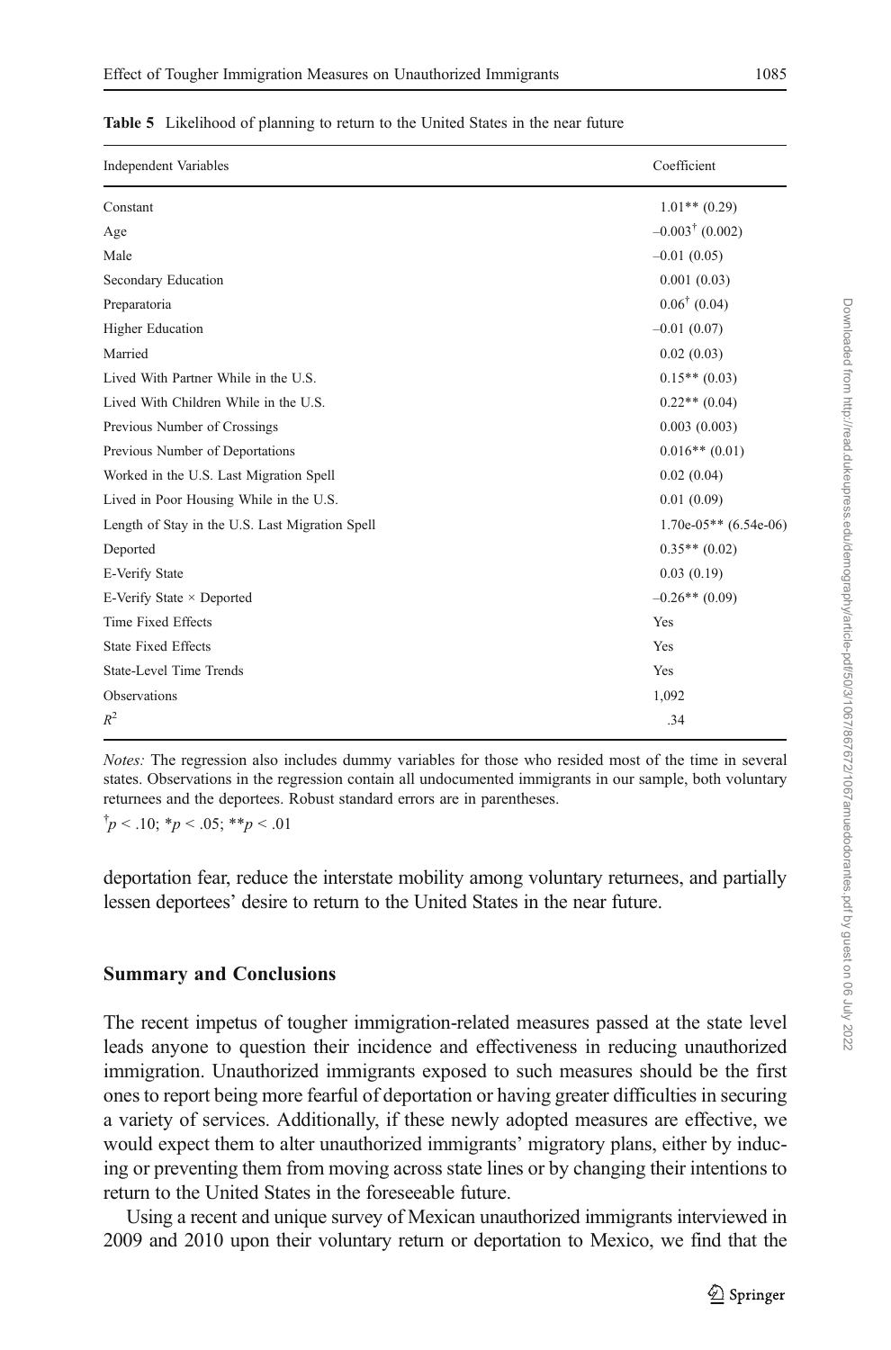**Table 5** Likelihood of planning to return to the United States in the near future

| Independent Variables | Coefficient |
| --- | --- |
| Constant | 1.01** (0.29) |
| Age | –0.003[†] (0.002) |
| Male | –0.01 (0.05) |
| Secondary Education | 0.001 (0.03) |
| Preparatoria | 0.06[†] (0.04) |
| Higher Education | –0.01 (0.07) |
| Married | 0.02 (0.03) |
| Lived With Partner While in the U.S. | 0.15** (0.03) |
| Lived With Children While in the U.S. | 0.22** (0.04) |
| Previous Number of Crossings | 0.003 (0.003) |
| Previous Number of Deportations | 0.016** (0.01) |
| Worked in the U.S. Last Migration Spell | 0.02 (0.04) |
| Lived in Poor Housing While in the U.S. | 0.01 (0.09) |
| Length of Stay in the U.S. Last Migration Spell | 1.70e-05** (6.54e-06) |
| Deported | 0.35** (0.02) |
| E-Verify State | 0.03 (0.19) |
| E-Verify State × Deported | –0.26** (0.09) |
| Time Fixed Effects | Yes |
| State Fixed Effects | Yes |
| State-Level Time Trends | Yes |
| Observations | 1,092 |
| $R^2$ | .34 |

*Notes:* The regression also includes dummy variables for those who resided most of the time in several states. Observations in the regression contain all undocumented immigrants in our sample, both voluntary returnees and the deportees. Robust standard errors are in parentheses.

[†]$p < .10$; *$p < .05$; **$p < .01$

deportation fear, reduce the interstate mobility among voluntary returnees, and partially lessen deportees' desire to return to the United States in the near future.

## Summary and Conclusions

The recent impetus of tougher immigration-related measures passed at the state level leads anyone to question their incidence and effectiveness in reducing unauthorized immigration. Unauthorized immigrants exposed to such measures should be the first ones to report being more fearful of deportation or having greater difficulties in securing a variety of services. Additionally, if these newly adopted measures are effective, we would expect them to alter unauthorized immigrants' migratory plans, either by inducing or preventing them from moving across state lines or by changing their intentions to return to the United States in the foreseeable future.

Using a recent and unique survey of Mexican unauthorized immigrants interviewed in 2009 and 2010 upon their voluntary return or deportation to Mexico, we find that the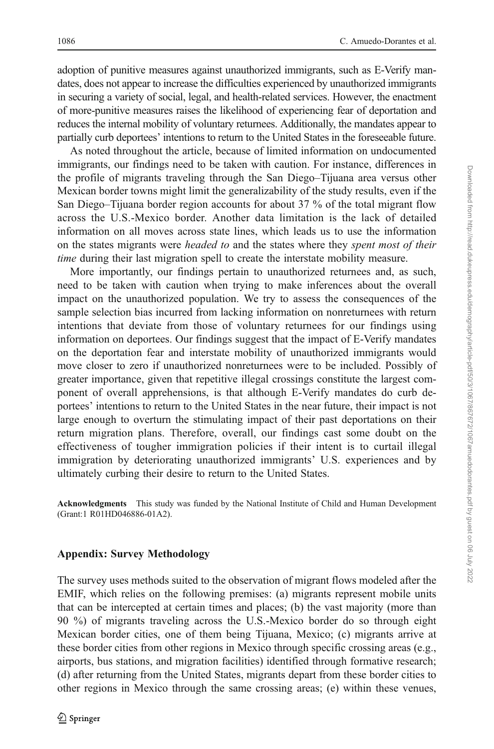adoption of punitive measures against unauthorized immigrants, such as E-Verify mandates, does not appear to increase the difficulties experienced by unauthorized immigrants in securing a variety of social, legal, and health-related services. However, the enactment of more-punitive measures raises the likelihood of experiencing fear of deportation and reduces the internal mobility of voluntary returnees. Additionally, the mandates appear to partially curb deportees' intentions to return to the United States in the foreseeable future.

As noted throughout the article, because of limited information on undocumented immigrants, our findings need to be taken with caution. For instance, differences in the profile of migrants traveling through the San Diego–Tijuana area versus other Mexican border towns might limit the generalizability of the study results, even if the San Diego–Tijuana border region accounts for about 37 % of the total migrant flow across the U.S.-Mexico border. Another data limitation is the lack of detailed information on all moves across state lines, which leads us to use the information on the states migrants were *headed to* and the states where they *spent most of their time* during their last migration spell to create the interstate mobility measure.

More importantly, our findings pertain to unauthorized returnees and, as such, need to be taken with caution when trying to make inferences about the overall impact on the unauthorized population. We try to assess the consequences of the sample selection bias incurred from lacking information on nonreturnees with return intentions that deviate from those of voluntary returnees for our findings using information on deportees. Our findings suggest that the impact of E-Verify mandates on the deportation fear and interstate mobility of unauthorized immigrants would move closer to zero if unauthorized nonreturnees were to be included. Possibly of greater importance, given that repetitive illegal crossings constitute the largest component of overall apprehensions, is that although E-Verify mandates do curb deportees' intentions to return to the United States in the near future, their impact is not large enough to overturn the stimulating impact of their past deportations on their return migration plans. Therefore, overall, our findings cast some doubt on the effectiveness of tougher immigration policies if their intent is to curtail illegal immigration by deteriorating unauthorized immigrants' U.S. experiences and by ultimately curbing their desire to return to the United States.

**Acknowledgments** This study was funded by the National Institute of Child and Human Development (Grant:1 R01HD046886-01A2).

## Appendix: Survey Methodology

The survey uses methods suited to the observation of migrant flows modeled after the EMIF, which relies on the following premises: (a) migrants represent mobile units that can be intercepted at certain times and places; (b) the vast majority (more than 90 %) of migrants traveling across the U.S.-Mexico border do so through eight Mexican border cities, one of them being Tijuana, Mexico; (c) migrants arrive at these border cities from other regions in Mexico through specific crossing areas (e.g., airports, bus stations, and migration facilities) identified through formative research; (d) after returning from the United States, migrants depart from these border cities to other regions in Mexico through the same crossing areas; (e) within these venues,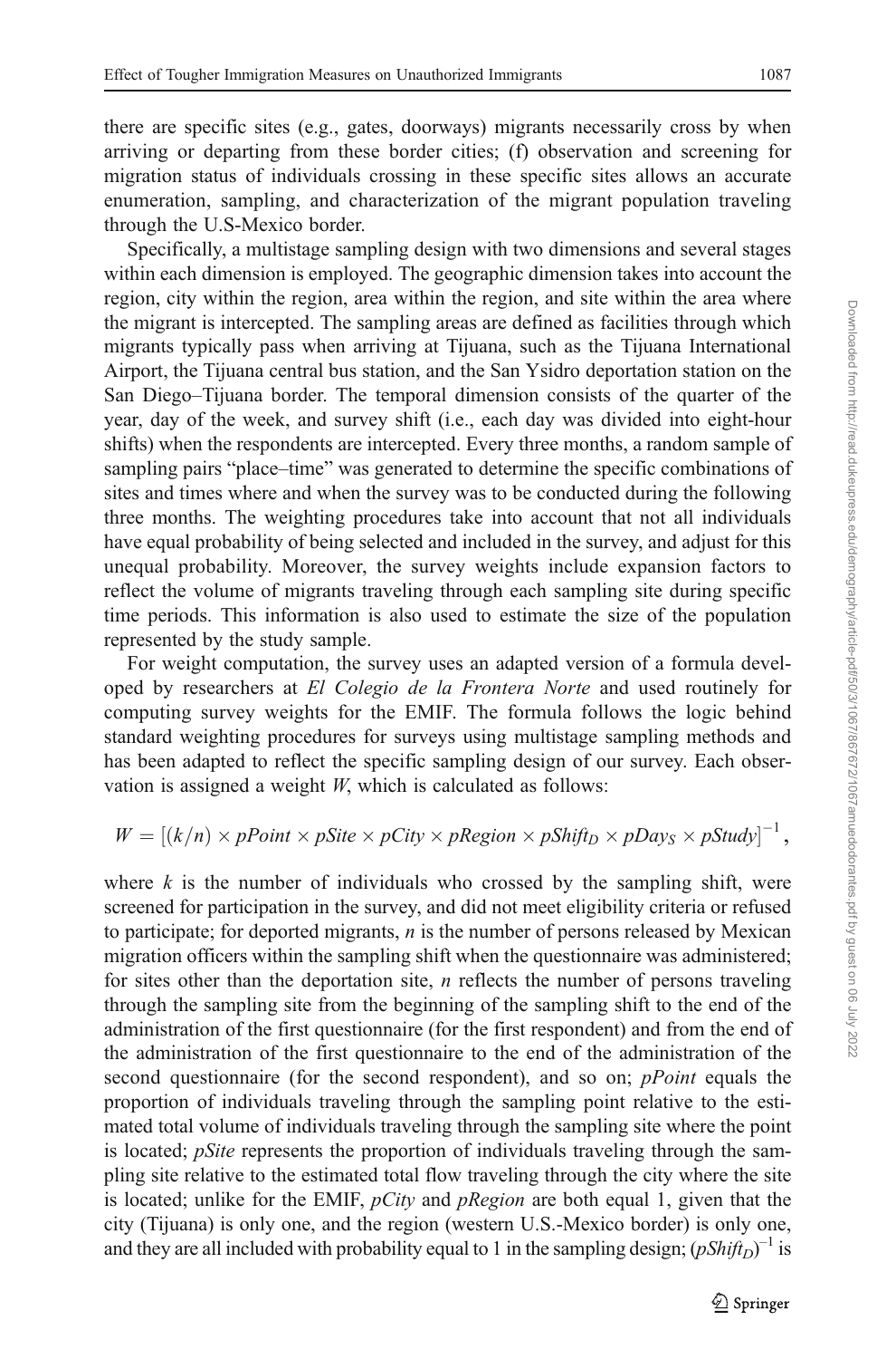there are specific sites (e.g., gates, doorways) migrants necessarily cross by when arriving or departing from these border cities; (f) observation and screening for migration status of individuals crossing in these specific sites allows an accurate enumeration, sampling, and characterization of the migrant population traveling through the U.S-Mexico border.

Specifically, a multistage sampling design with two dimensions and several stages within each dimension is employed. The geographic dimension takes into account the region, city within the region, area within the region, and site within the area where the migrant is intercepted. The sampling areas are defined as facilities through which migrants typically pass when arriving at Tijuana, such as the Tijuana International Airport, the Tijuana central bus station, and the San Ysidro deportation station on the San Diego–Tijuana border. The temporal dimension consists of the quarter of the year, day of the week, and survey shift (i.e., each day was divided into eight-hour shifts) when the respondents are intercepted. Every three months, a random sample of sampling pairs "place–time" was generated to determine the specific combinations of sites and times where and when the survey was to be conducted during the following three months. The weighting procedures take into account that not all individuals have equal probability of being selected and included in the survey, and adjust for this unequal probability. Moreover, the survey weights include expansion factors to reflect the volume of migrants traveling through each sampling site during specific time periods. This information is also used to estimate the size of the population represented by the study sample.

For weight computation, the survey uses an adapted version of a formula developed by researchers at *El Colegio de la Frontera Norte* and used routinely for computing survey weights for the EMIF. The formula follows the logic behind standard weighting procedures for surveys using multistage sampling methods and has been adapted to reflect the specific sampling design of our survey. Each observation is assigned a weight $W$, which is calculated as follows:

$$W = \left[(k/n) \times pPoint \times pSite \times pCity \times pRegion \times pShift_D \times pDay_S \times pStudy\right]^{-1},$$

where $k$ is the number of individuals who crossed by the sampling shift, were screened for participation in the survey, and did not meet eligibility criteria or refused to participate; for deported migrants, $n$ is the number of persons released by Mexican migration officers within the sampling shift when the questionnaire was administered; for sites other than the deportation site, $n$ reflects the number of persons traveling through the sampling site from the beginning of the sampling shift to the end of the administration of the first questionnaire (for the first respondent) and from the end of the administration of the first questionnaire to the end of the administration of the second questionnaire (for the second respondent), and so on; *pPoint* equals the proportion of individuals traveling through the sampling point relative to the estimated total volume of individuals traveling through the sampling site where the point is located; *pSite* represents the proportion of individuals traveling through the sampling site relative to the estimated total flow traveling through the city where the site is located; unlike for the EMIF, *pCity* and *pRegion* are both equal 1, given that the city (Tijuana) is only one, and the region (western U.S.-Mexico border) is only one, and they are all included with probability equal to 1 in the sampling design; $(pShift_D)^{-1}$ is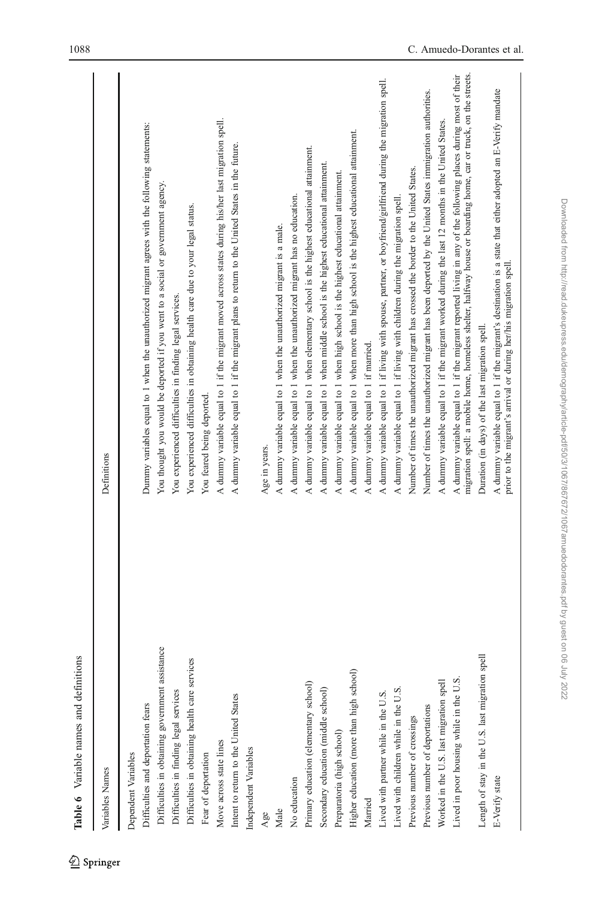**Table 6** Variable names and definitions

| Variables Names | Definitions |
| --- | --- |
| Dependent Variables | |
| Difficulties and deportation fears | Dummy variables equal to 1 when the unauthorized migrant agrees with the following statements: |
| Difficulties in obtaining government assistance | You thought you would be deported if you went to a social or government agency. |
| Difficulties in finding legal services | You experienced difficulties in finding legal services. |
| Difficulties in obtaining health care services | You experienced difficulties in obtaining health care due to your legal status. |
| Fear of deportation | You feared being deported. |
| Move across state lines | A dummy variable equal to 1 if the migrant moved across states during his/her last migration spell. |
| Intent to return to the United States | A dummy variable equal to 1 if the migrant plans to return to the United States in the future. |
| Independent Variables | |
| Age | Age in years. |
| Male | A dummy variable equal to 1 when the unauthorized migrant is a male. |
| No education | A dummy variable equal to 1 when the unauthorized migrant has no education. |
| Primary education (elementary school) | A dummy variable equal to 1 when elementary school is the highest educational attainment. |
| Secondary education (middle school) | A dummy variable equal to 1 when middle school is the highest educational attainment. |
| Preparatoria (high school) | A dummy variable equal to 1 when high school is the highest educational attainment. |
| Higher education (more than high school) | A dummy variable equal to 1 when more than high school is the highest educational attainment. |
| Married | A dummy variable equal to 1 if married. |
| Lived with partner while in the U.S. | A dummy variable equal to 1 if living with spouse, partner, or boyfriend/girlfriend during the migration spell. |
| Lived with children while in the U.S. | A dummy variable equal to 1 if living with children during the migration spell. |
| Previous number of crossings | Number of times the unauthorized migrant has crossed the border to the United States. |
| Previous number of deportations | Number of times the unauthorized migrant has been deported by the United States immigration authorities. |
| Worked in the U.S. last migration spell | A dummy variable equal to 1 if the migrant worked during the last 12 months in the United States. |
| Lived in poor housing while in the U.S. | A dummy variable equal to 1 if the migrant reported living in any of the following places during most of their migration spell: a mobile home, homeless shelter, halfway house or boarding home, car or truck, on the streets. |
| Length of stay in the U.S. last migration spell | Duration (in days) of the last migration spell. |
| E-Verify state | A dummy variable equal to 1 if the migrant's destination is a state that either adopted an E-Verify mandate prior to the migrant's arrival or during her/his migration spell. |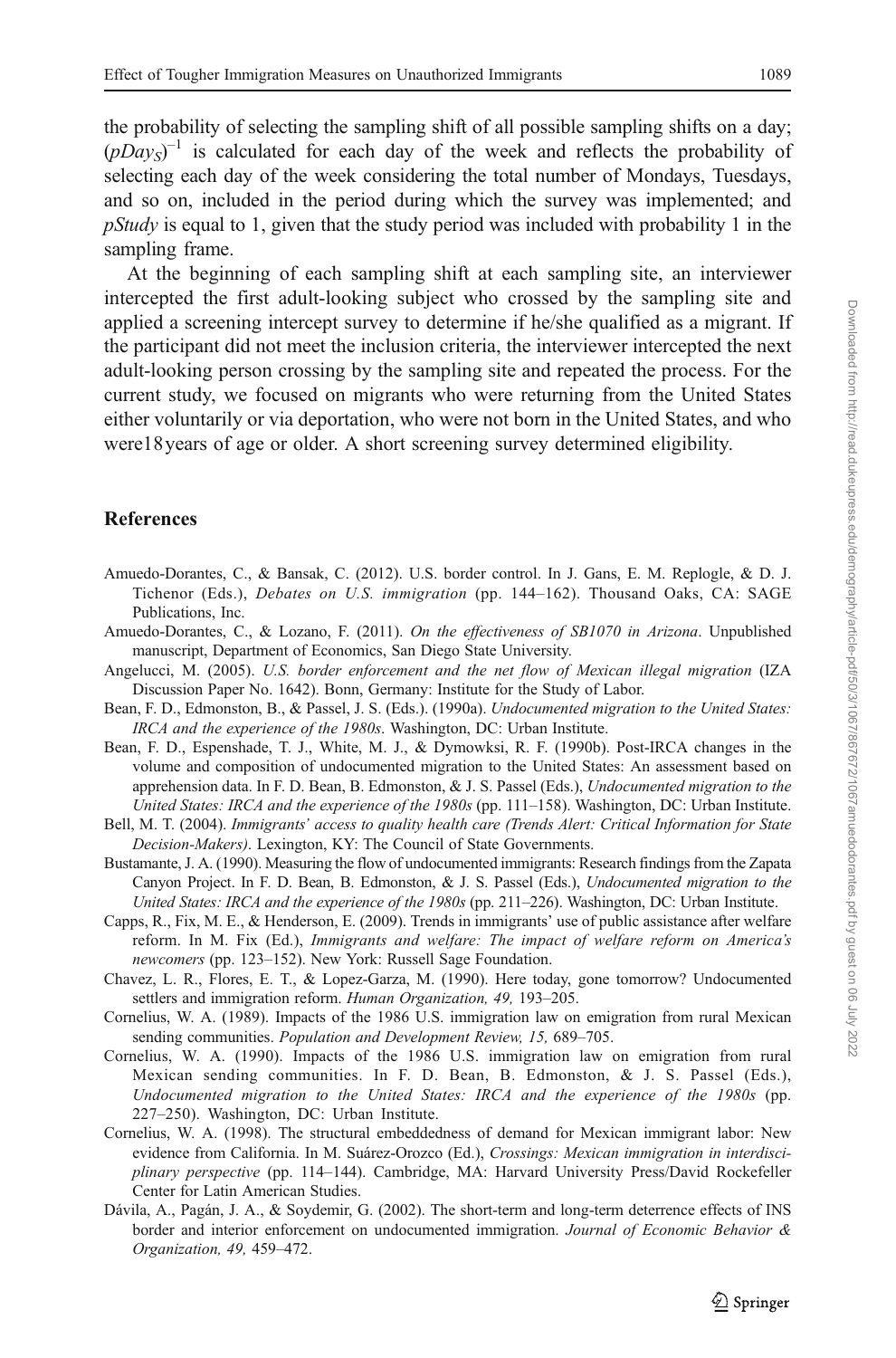the probability of selecting the sampling shift of all possible sampling shifts on a day; $(pDay_S)^{-1}$ is calculated for each day of the week and reflects the probability of selecting each day of the week considering the total number of Mondays, Tuesdays, and so on, included in the period during which the survey was implemented; and *pStudy* is equal to 1, given that the study period was included with probability 1 in the sampling frame.

At the beginning of each sampling shift at each sampling site, an interviewer intercepted the first adult-looking subject who crossed by the sampling site and applied a screening intercept survey to determine if he/she qualified as a migrant. If the participant did not meet the inclusion criteria, the interviewer intercepted the next adult-looking person crossing by the sampling site and repeated the process. For the current study, we focused on migrants who were returning from the United States either voluntarily or via deportation, who were not born in the United States, and who were18 years of age or older. A short screening survey determined eligibility.

## References

Amuedo-Dorantes, C., & Bansak, C. (2012). U.S. border control. In J. Gans, E. M. Replogle, & D. J. Tichenor (Eds.), *Debates on U.S. immigration* (pp. 144–162). Thousand Oaks, CA: SAGE Publications, Inc.

Amuedo-Dorantes, C., & Lozano, F. (2011). *On the effectiveness of SB1070 in Arizona*. Unpublished manuscript, Department of Economics, San Diego State University.

Angelucci, M. (2005). *U.S. border enforcement and the net flow of Mexican illegal migration* (IZA Discussion Paper No. 1642). Bonn, Germany: Institute for the Study of Labor.

Bean, F. D., Edmonston, B., & Passel, J. S. (Eds.). (1990a). *Undocumented migration to the United States: IRCA and the experience of the 1980s*. Washington, DC: Urban Institute.

Bean, F. D., Espenshade, T. J., White, M. J., & Dymowksi, R. F. (1990b). Post-IRCA changes in the volume and composition of undocumented migration to the United States: An assessment based on apprehension data. In F. D. Bean, B. Edmonston, & J. S. Passel (Eds.), *Undocumented migration to the United States: IRCA and the experience of the 1980s* (pp. 111–158). Washington, DC: Urban Institute.

Bell, M. T. (2004). *Immigrants' access to quality health care (Trends Alert: Critical Information for State Decision-Makers)*. Lexington, KY: The Council of State Governments.

Bustamante, J. A. (1990). Measuring the flow of undocumented immigrants: Research findings from the Zapata Canyon Project. In F. D. Bean, B. Edmonston, & J. S. Passel (Eds.), *Undocumented migration to the United States: IRCA and the experience of the 1980s* (pp. 211–226). Washington, DC: Urban Institute.

Capps, R., Fix, M. E., & Henderson, E. (2009). Trends in immigrants' use of public assistance after welfare reform. In M. Fix (Ed.), *Immigrants and welfare: The impact of welfare reform on America's newcomers* (pp. 123–152). New York: Russell Sage Foundation.

Chavez, L. R., Flores, E. T., & Lopez-Garza, M. (1990). Here today, gone tomorrow? Undocumented settlers and immigration reform. *Human Organization, 49,* 193–205.

Cornelius, W. A. (1989). Impacts of the 1986 U.S. immigration law on emigration from rural Mexican sending communities. *Population and Development Review, 15,* 689–705.

Cornelius, W. A. (1990). Impacts of the 1986 U.S. immigration law on emigration from rural Mexican sending communities. In F. D. Bean, B. Edmonston, & J. S. Passel (Eds.), *Undocumented migration to the United States: IRCA and the experience of the 1980s* (pp. 227–250). Washington, DC: Urban Institute.

Cornelius, W. A. (1998). The structural embeddedness of demand for Mexican immigrant labor: New evidence from California. In M. Suárez-Orozco (Ed.), *Crossings: Mexican immigration in interdisciplinary perspective* (pp. 114–144). Cambridge, MA: Harvard University Press/David Rockefeller Center for Latin American Studies.

Dávila, A., Pagán, J. A., & Soydemir, G. (2002). The short-term and long-term deterrence effects of INS border and interior enforcement on undocumented immigration. *Journal of Economic Behavior & Organization, 49,* 459–472.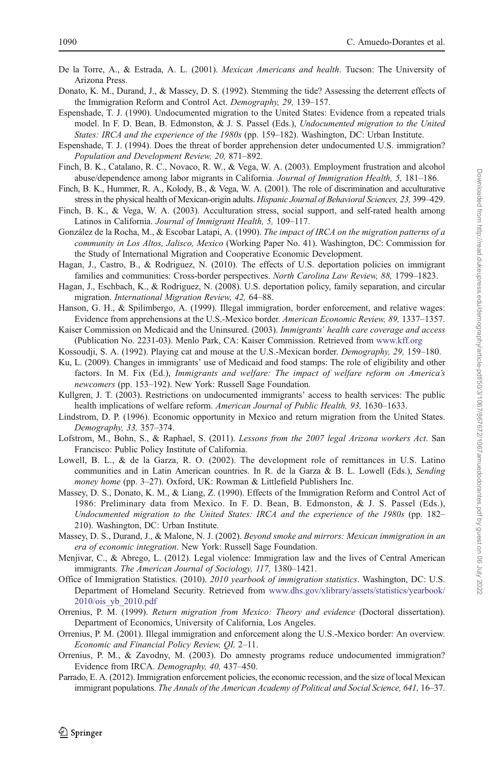De la Torre, A., & Estrada, A. L. (2001). *Mexican Americans and health*. Tucson: The University of Arizona Press.

Donato, K. M., Durand, J., & Massey, D. S. (1992). Stemming the tide? Assessing the deterrent effects of the Immigration Reform and Control Act. *Demography, 29,* 139–157.

Espenshade, T. J. (1990). Undocumented migration to the United States: Evidence from a repeated trials model. In F. D. Bean, B. Edmonston, & J. S. Passel (Eds.), *Undocumented migration to the United States: IRCA and the experience of the 1980s* (pp. 159–182). Washington, DC: Urban Institute.

Espenshade, T. J. (1994). Does the threat of border apprehension deter undocumented U.S. immigration? *Population and Development Review, 20,* 871–892.

Finch, B. K., Catalano, R. C., Novaco, R. W., & Vega, W. A. (2003). Employment frustration and alcohol abuse/dependence among labor migrants in California. *Journal of Immigration Health, 5,* 181–186.

Finch, B. K., Hummer, R. A., Kolody, B., & Vega, W. A. (2001). The role of discrimination and acculturative stress in the physical health of Mexican-origin adults. *Hispanic Journal of Behavioral Sciences, 23,* 399–429.

Finch, B. K., & Vega, W. A. (2003). Acculturation stress, social support, and self-rated health among Latinos in California. *Journal of Immigrant Health, 5,* 109–117.

González de la Rocha, M., & Escobar Latapi, A. (1990). *The impact of IRCA on the migration patterns of a community in Los Altos, Jalisco, Mexico* (Working Paper No. 41). Washington, DC: Commission for the Study of International Migration and Cooperative Economic Development.

Hagan, J., Castro, B., & Rodriguez, N. (2010). The effects of U.S. deportation policies on immigrant families and communities: Cross-border perspectives. *North Carolina Law Review, 88,* 1799–1823.

Hagan, J., Eschbach, K., & Rodriguez, N. (2008). U.S. deportation policy, family separation, and circular migration. *International Migration Review, 42,* 64–88.

Hanson, G. H., & Spilimbergo, A. (1999). Illegal immigration, border enforcement, and relative wages: Evidence from apprehensions at the U.S.-Mexico border. *American Economic Review, 89,* 1337–1357.

Kaiser Commission on Medicaid and the Uninsured. (2003). *Immigrants' health care coverage and access* (Publication No. 2231-03). Menlo Park, CA: Kaiser Commission. Retrieved from www.kff.org

Kossoudji, S. A. (1992). Playing cat and mouse at the U.S.-Mexican border. *Demography, 29,* 159–180.

Ku, L. (2009). Changes in immigrants' use of Medicaid and food stamps: The role of eligibility and other factors. In M. Fix (Ed.), *Immigrants and welfare: The impact of welfare reform on America's newcomers* (pp. 153–192). New York: Russell Sage Foundation.

Kullgren, J. T. (2003). Restrictions on undocumented immigrants' access to health services: The public health implications of welfare reform. *American Journal of Public Health, 93,* 1630–1633.

Lindstrom, D. P. (1996). Economic opportunity in Mexico and return migration from the United States. *Demography, 33,* 357–374.

Lofstrom, M., Bohn, S., & Raphael, S. (2011). *Lessons from the 2007 legal Arizona workers Act*. San Francisco: Public Policy Institute of California.

Lowell, B. L., & de la Garza, R. O. (2002). The development role of remittances in U.S. Latino communities and in Latin American countries. In R. de la Garza & B. L. Lowell (Eds.), *Sending money home* (pp. 3–27). Oxford, UK: Rowman & Littlefield Publishers Inc.

Massey, D. S., Donato, K. M., & Liang, Z. (1990). Effects of the Immigration Reform and Control Act of 1986: Preliminary data from Mexico. In F. D. Bean, B. Edmonston, & J. S. Passel (Eds.), *Undocumented migration to the United States: IRCA and the experience of the 1980s* (pp. 182–210). Washington, DC: Urban Institute.

Massey, D. S., Durand, J., & Malone, N. J. (2002). *Beyond smoke and mirrors: Mexican immigration in an era of economic integration*. New York: Russell Sage Foundation.

Menjivar, C., & Abrego, L. (2012). Legal violence: Immigration law and the lives of Central American immigrants. *The American Journal of Sociology, 117,* 1380–1421.

Office of Immigration Statistics. (2010). *2010 yearbook of immigration statistics*. Washington, DC: U.S. Department of Homeland Security. Retrieved from www.dhs.gov/xlibrary/assets/statistics/yearbook/2010/ois_yb_2010.pdf

Orrenius, P. M. (1999). *Return migration from Mexico: Theory and evidence* (Doctoral dissertation). Department of Economics, University of California, Los Angeles.

Orrenius, P. M. (2001). Illegal immigration and enforcement along the U.S.-Mexico border: An overview. *Economic and Financial Policy Review, QI,* 2–11.

Orrenius, P. M., & Zavodny, M. (2003). Do amnesty programs reduce undocumented immigration? Evidence from IRCA. *Demography, 40,* 437–450.

Parrado, E. A. (2012). Immigration enforcement policies, the economic recession, and the size of local Mexican immigrant populations. *The Annals of the American Academy of Political and Social Science, 641,* 16–37.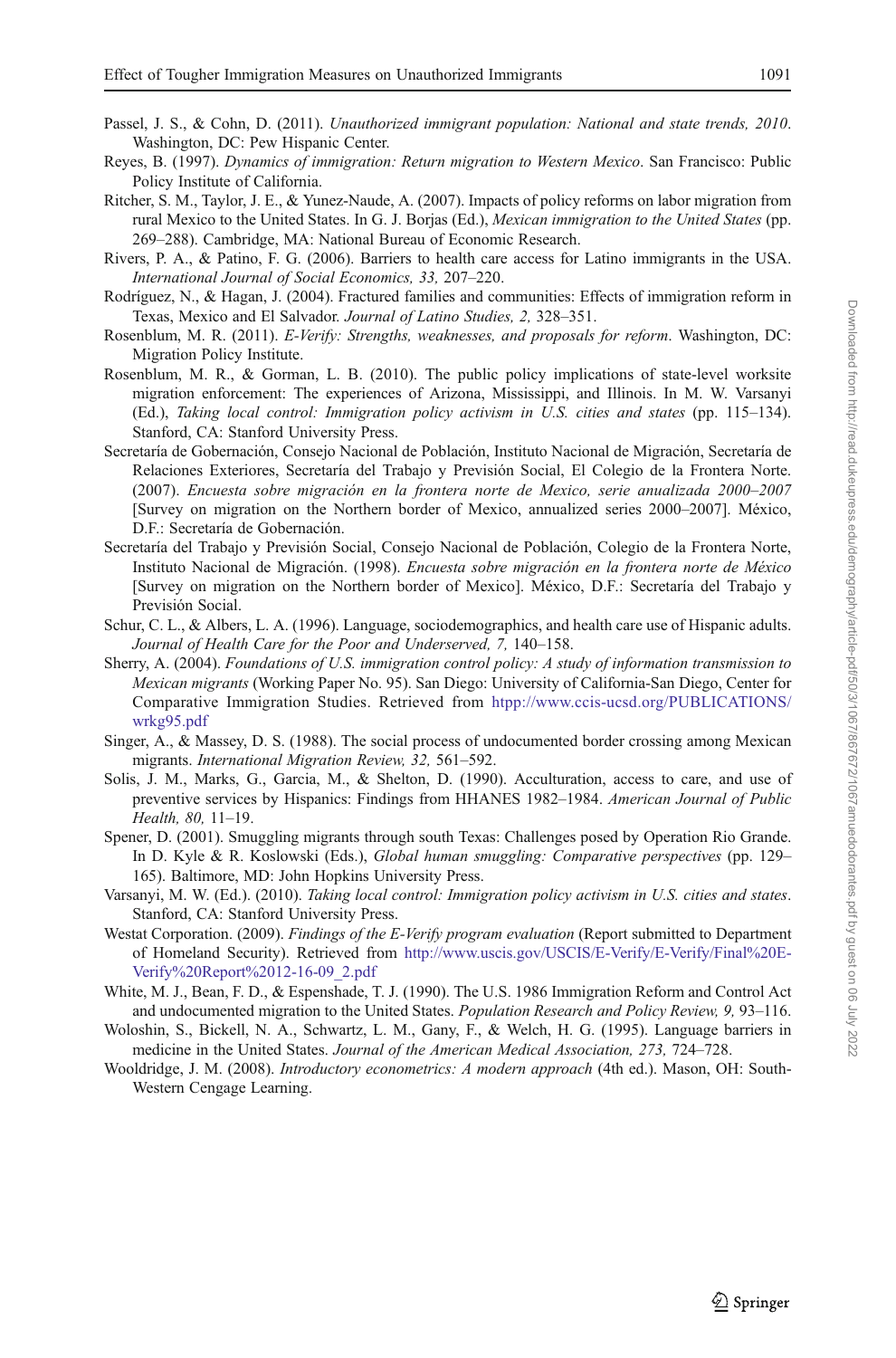Passel, J. S., & Cohn, D. (2011). *Unauthorized immigrant population: National and state trends, 2010*. Washington, DC: Pew Hispanic Center.

Reyes, B. (1997). *Dynamics of immigration: Return migration to Western Mexico*. San Francisco: Public Policy Institute of California.

Ritcher, S. M., Taylor, J. E., & Yunez-Naude, A. (2007). Impacts of policy reforms on labor migration from rural Mexico to the United States. In G. J. Borjas (Ed.), *Mexican immigration to the United States* (pp. 269–288). Cambridge, MA: National Bureau of Economic Research.

Rivers, P. A., & Patino, F. G. (2006). Barriers to health care access for Latino immigrants in the USA. *International Journal of Social Economics, 33,* 207–220.

Rodríguez, N., & Hagan, J. (2004). Fractured families and communities: Effects of immigration reform in Texas, Mexico and El Salvador. *Journal of Latino Studies, 2,* 328–351.

Rosenblum, M. R. (2011). *E-Verify: Strengths, weaknesses, and proposals for reform*. Washington, DC: Migration Policy Institute.

Rosenblum, M. R., & Gorman, L. B. (2010). The public policy implications of state-level worksite migration enforcement: The experiences of Arizona, Mississippi, and Illinois. In M. W. Varsanyi (Ed.), *Taking local control: Immigration policy activism in U.S. cities and states* (pp. 115–134). Stanford, CA: Stanford University Press.

Secretaría de Gobernación, Consejo Nacional de Población, Instituto Nacional de Migración, Secretaría de Relaciones Exteriores, Secretaría del Trabajo y Previsión Social, El Colegio de la Frontera Norte. (2007). *Encuesta sobre migración en la frontera norte de Mexico, serie anualizada 2000–2007* [Survey on migration on the Northern border of Mexico, annualized series 2000–2007]. México, D.F.: Secretaría de Gobernación.

Secretaría del Trabajo y Previsión Social, Consejo Nacional de Población, Colegio de la Frontera Norte, Instituto Nacional de Migración. (1998). *Encuesta sobre migración en la frontera norte de México* [Survey on migration on the Northern border of Mexico]. México, D.F.: Secretaría del Trabajo y Previsión Social.

Schur, C. L., & Albers, L. A. (1996). Language, sociodemographics, and health care use of Hispanic adults. *Journal of Health Care for the Poor and Underserved, 7,* 140–158.

Sherry, A. (2004). *Foundations of U.S. immigration control policy: A study of information transmission to Mexican migrants* (Working Paper No. 95). San Diego: University of California-San Diego, Center for Comparative Immigration Studies. Retrieved from htpp://www.ccis-ucsd.org/PUBLICATIONS/wrkg95.pdf

Singer, A., & Massey, D. S. (1988). The social process of undocumented border crossing among Mexican migrants. *International Migration Review, 32,* 561–592.

Solis, J. M., Marks, G., Garcia, M., & Shelton, D. (1990). Acculturation, access to care, and use of preventive services by Hispanics: Findings from HHANES 1982–1984. *American Journal of Public Health, 80,* 11–19.

Spener, D. (2001). Smuggling migrants through south Texas: Challenges posed by Operation Rio Grande. In D. Kyle & R. Koslowski (Eds.), *Global human smuggling: Comparative perspectives* (pp. 129–165). Baltimore, MD: John Hopkins University Press.

Varsanyi, M. W. (Ed.). (2010). *Taking local control: Immigration policy activism in U.S. cities and states*. Stanford, CA: Stanford University Press.

Westat Corporation. (2009). *Findings of the E-Verify program evaluation* (Report submitted to Department of Homeland Security). Retrieved from http://www.uscis.gov/USCIS/E-Verify/E-Verify/Final%20E-Verify%20Report%2012-16-09_2.pdf

White, M. J., Bean, F. D., & Espenshade, T. J. (1990). The U.S. 1986 Immigration Reform and Control Act and undocumented migration to the United States. *Population Research and Policy Review, 9,* 93–116.

Woloshin, S., Bickell, N. A., Schwartz, L. M., Gany, F., & Welch, H. G. (1995). Language barriers in medicine in the United States. *Journal of the American Medical Association, 273,* 724–728.

Wooldridge, J. M. (2008). *Introductory econometrics: A modern approach* (4th ed.). Mason, OH: South-Western Cengage Learning.